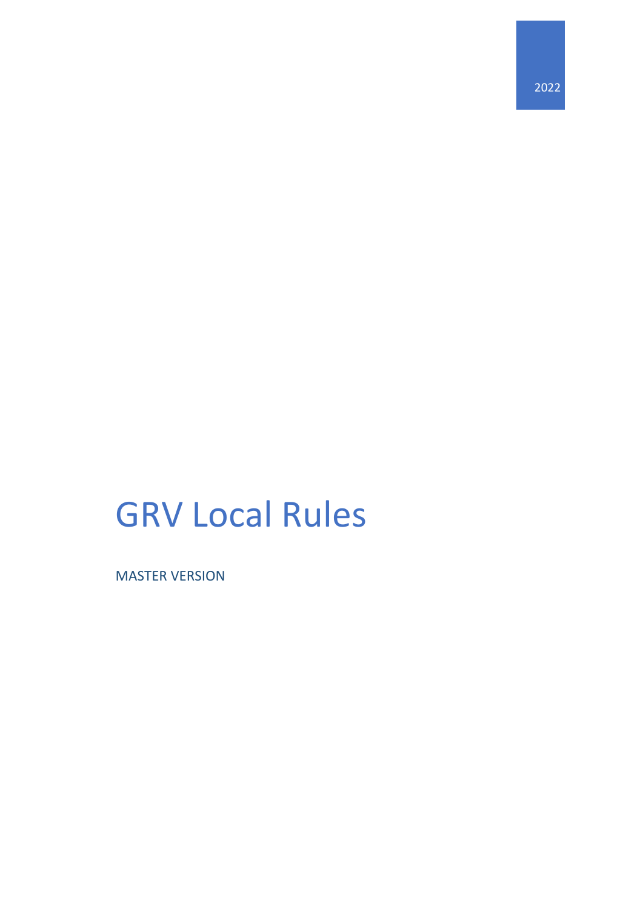2022

# GRV Local Rules

MASTER VERSION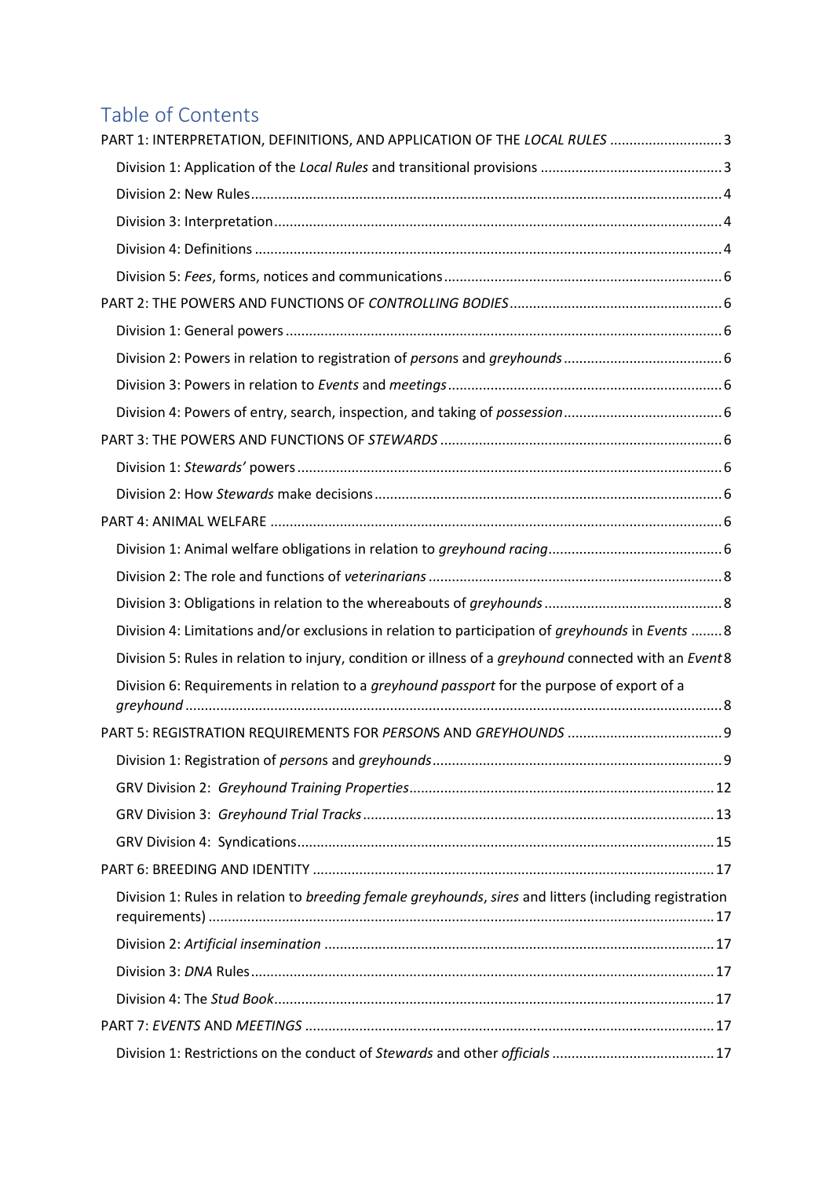# Table of Contents

PART 1: INTERPRETATION, DEFINITIONS, AND APPLICATION OF THE *LOCAL RULES* .............................3

- Division 1: Application of the *Local Rules* and transitional provisions ...............................................3
- Division 2: New Rules.........................................................................................................................4
- Division 3: Interpretation.....................................................................................................................4
- Division 4: Definitions .........................................................................................................................4
- Division 5: *Fees*, forms, notices and communications.......................................................................6

PART 2: THE POWERS AND FUNCTIONS OF *CONTROLLING BODIES*.......................................................6

- Division 1: General powers .................................................................................................................6
- Division 2: Powers in relation to registration of *person*s and *greyhounds*.........................................6
- Division 3: Powers in relation to *Events* and *meetings*.......................................................................6
- Division 4: Powers of entry, search, inspection, and taking of *possession*.........................................6

PART 3: THE POWERS AND FUNCTIONS OF *STEWARDS* .........................................................................6

- Division 1: *Stewards'* powers.............................................................................................................6
- Division 2: How *Stewards* make decisions.........................................................................................6

PART 4: ANIMAL WELFARE ....................................................................................................................6

- Division 1: Animal welfare obligations in relation to *greyhound racing*.............................................6
- Division 2: The role and functions of *veterinarians* ............................................................................8
- Division 3: Obligations in relation to the whereabouts of *greyhounds* ..............................................8
- Division 4: Limitations and/or exclusions in relation to participation of *greyhounds* in *Events* ........8
- Division 5: Rules in relation to injury, condition or illness of a *greyhound* connected with an *Event* 8
- Division 6: Requirements in relation to a *greyhound passport* for the purpose of export of a *greyhound* ..........................................................................................................................8

PART 5: REGISTRATION REQUIREMENTS FOR *PERSON*S AND *GREYHOUNDS* ........................................9

- Division 1: Registration of *person*s and *greyhounds*...........................................................................9
- GRV Division 2: *Greyhound Training Properties*...............................................................................12
- GRV Division 3: *Greyhound Trial Tracks*...........................................................................................13
- GRV Division 4: Syndications............................................................................................................15

PART 6: BREEDING AND IDENTITY .......................................................................................................17

- Division 1: Rules in relation to *breeding female greyhounds*, *sires* and litters (including registration requirements) ..................................................................................................................17
- Division 2: *Artificial insemination* ....................................................................................................17
- Division 3: *DNA* Rules.......................................................................................................................17
- Division 4: The *Stud Book*.................................................................................................................17

PART 7: *EVENTS* AND *MEETINGS* .........................................................................................................17

- Division 1: Restrictions on the conduct of *Stewards* and other *officials* ..........................................17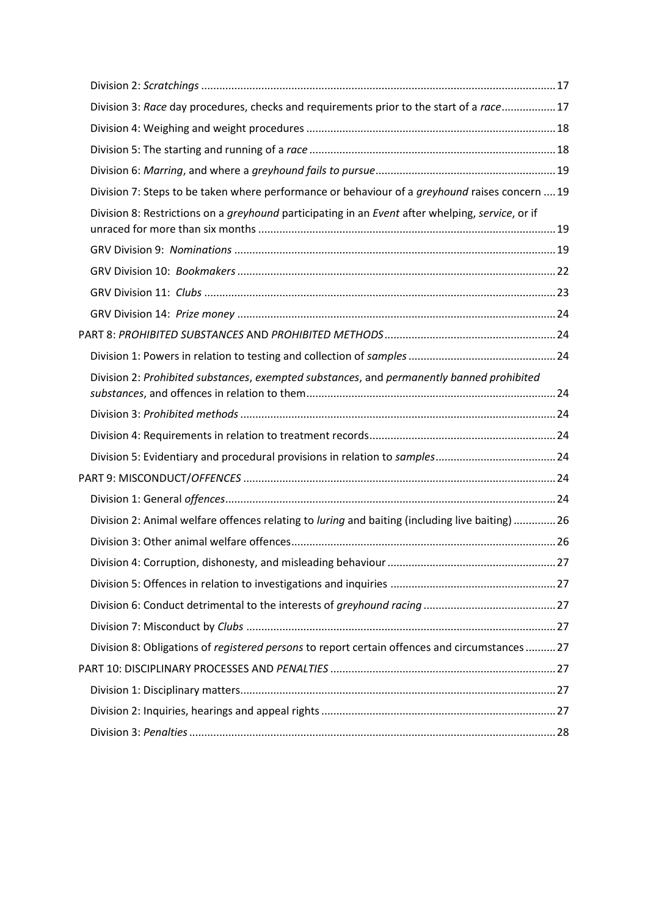Division 2: *Scratchings* .......... 17

Division 3: *Race* day procedures, checks and requirements prior to the start of a *race* .......... 17

Division 4: Weighing and weight procedures .......... 18

Division 5: The starting and running of a *race* .......... 18

Division 6: *Marring*, and where a *greyhound fails to pursue* .......... 19

Division 7: Steps to be taken where performance or behaviour of a *greyhound* raises concern .......... 19

Division 8: Restrictions on a *greyhound* participating in an *Event* after whelping, *service*, or if unraced for more than six months .......... 19

GRV Division 9: *Nominations* .......... 19

GRV Division 10: *Bookmakers* .......... 22

GRV Division 11: *Clubs* .......... 23

GRV Division 14: *Prize money* .......... 24

PART 8: *PROHIBITED SUBSTANCES* AND *PROHIBITED METHODS* .......... 24

Division 1: Powers in relation to testing and collection of *samples* .......... 24

Division 2: *Prohibited substances*, *exempted substances*, and *permanently banned prohibited substances*, and offences in relation to them .......... 24

Division 3: *Prohibited methods* .......... 24

Division 4: Requirements in relation to treatment records .......... 24

Division 5: Evidentiary and procedural provisions in relation to *samples* .......... 24

PART 9: MISCONDUCT/*OFFENCES* .......... 24

Division 1: General *offences* .......... 24

Division 2: Animal welfare offences relating to *luring* and baiting (including live baiting) .......... 26

Division 3: Other animal welfare offences .......... 26

Division 4: Corruption, dishonesty, and misleading behaviour .......... 27

Division 5: Offences in relation to investigations and inquiries .......... 27

Division 6: Conduct detrimental to the interests of *greyhound racing* .......... 27

Division 7: Misconduct by *Clubs* .......... 27

Division 8: Obligations of *registered persons* to report certain offences and circumstances .......... 27

PART 10: DISCIPLINARY PROCESSES AND *PENALTIES* .......... 27

Division 1: Disciplinary matters .......... 27

Division 2: Inquiries, hearings and appeal rights .......... 27

Division 3: *Penalties* .......... 28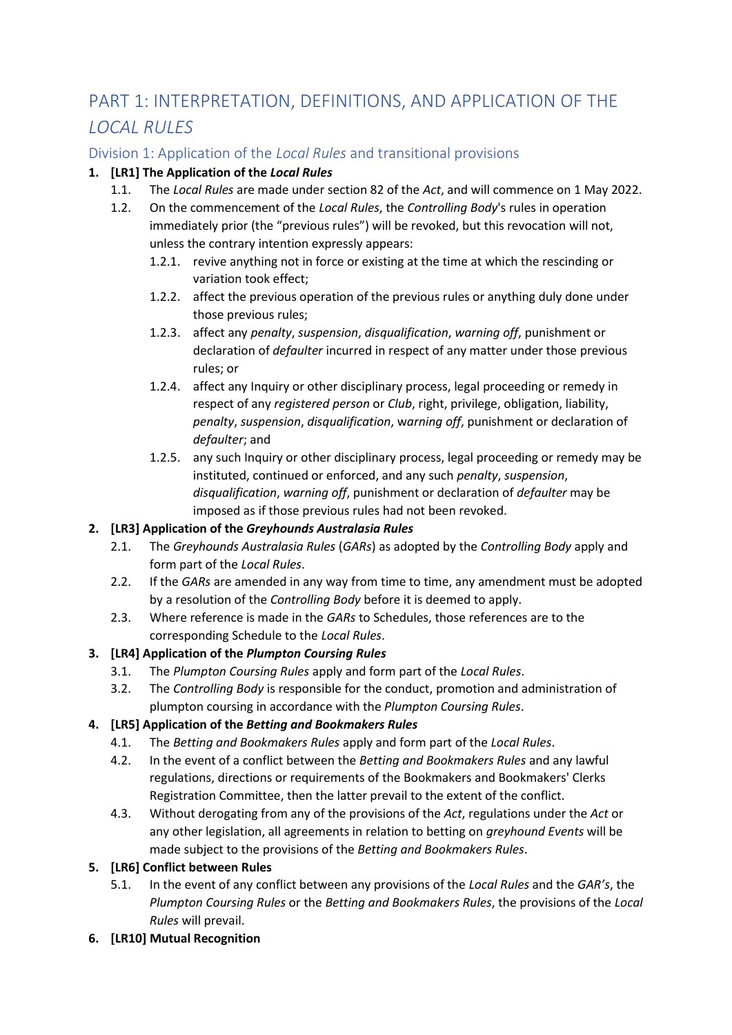# PART 1: INTERPRETATION, DEFINITIONS, AND APPLICATION OF THE *LOCAL RULES*

## Division 1: Application of the *Local Rules* and transitional provisions

**1. [LR1] The Application of the *Local Rules***

1.1. The *Local Rules* are made under section 82 of the *Act*, and will commence on 1 May 2022.

1.2. On the commencement of the *Local Rules*, the *Controlling Body*'s rules in operation immediately prior (the "previous rules") will be revoked, but this revocation will not, unless the contrary intention expressly appears:

1.2.1. revive anything not in force or existing at the time at which the rescinding or variation took effect;

1.2.2. affect the previous operation of the previous rules or anything duly done under those previous rules;

1.2.3. affect any *penalty*, *suspension*, *disqualification*, *warning off*, punishment or declaration of *defaulter* incurred in respect of any matter under those previous rules; or

1.2.4. affect any Inquiry or other disciplinary process, legal proceeding or remedy in respect of any *registered person* or *Club*, right, privilege, obligation, liability, *penalty*, *suspension*, *disqualification*, *warning off*, punishment or declaration of *defaulter*; and

1.2.5. any such Inquiry or other disciplinary process, legal proceeding or remedy may be instituted, continued or enforced, and any such *penalty*, *suspension*, *disqualification*, *warning off*, punishment or declaration of *defaulter* may be imposed as if those previous rules had not been revoked.

**2. [LR3] Application of the *Greyhounds Australasia Rules***

2.1. The *Greyhounds Australasia Rules* (*GARs*) as adopted by the *Controlling Body* apply and form part of the *Local Rules*.

2.2. If the *GARs* are amended in any way from time to time, any amendment must be adopted by a resolution of the *Controlling Body* before it is deemed to apply.

2.3. Where reference is made in the *GARs* to Schedules, those references are to the corresponding Schedule to the *Local Rules*.

**3. [LR4] Application of the *Plumpton Coursing Rules***

3.1. The *Plumpton Coursing Rules* apply and form part of the *Local Rules*.

3.2. The *Controlling Body* is responsible for the conduct, promotion and administration of plumpton coursing in accordance with the *Plumpton Coursing Rules*.

**4. [LR5] Application of the *Betting and Bookmakers Rules***

4.1. The *Betting and Bookmakers Rules* apply and form part of the *Local Rules*.

4.2. In the event of a conflict between the *Betting and Bookmakers Rules* and any lawful regulations, directions or requirements of the Bookmakers and Bookmakers' Clerks Registration Committee, then the latter prevail to the extent of the conflict.

4.3. Without derogating from any of the provisions of the *Act*, regulations under the *Act* or any other legislation, all agreements in relation to betting on *greyhound Events* will be made subject to the provisions of the *Betting and Bookmakers Rules*.

**5. [LR6] Conflict between Rules**

5.1. In the event of any conflict between any provisions of the *Local Rules* and the *GAR's*, the *Plumpton Coursing Rules* or the *Betting and Bookmakers Rules*, the provisions of the *Local Rules* will prevail.

**6. [LR10] Mutual Recognition**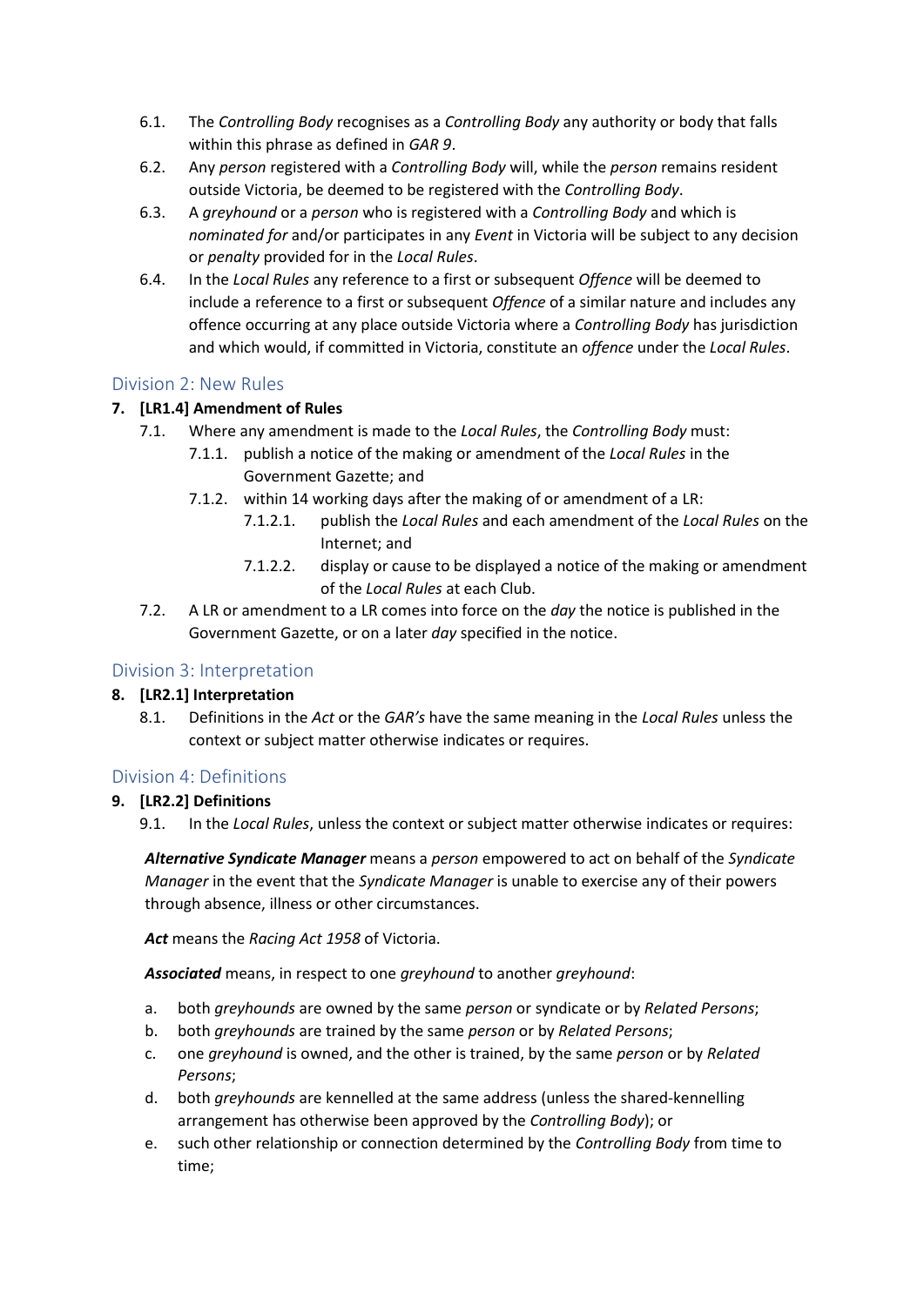6.1. The *Controlling Body* recognises as a *Controlling Body* any authority or body that falls within this phrase as defined in *GAR 9*.

6.2. Any *person* registered with a *Controlling Body* will, while the *person* remains resident outside Victoria, be deemed to be registered with the *Controlling Body*.

6.3. A *greyhound* or a *person* who is registered with a *Controlling Body* and which is *nominated for* and/or participates in any *Event* in Victoria will be subject to any decision or *penalty* provided for in the *Local Rules*.

6.4. In the *Local Rules* any reference to a first or subsequent *Offence* will be deemed to include a reference to a first or subsequent *Offence* of a similar nature and includes any offence occurring at any place outside Victoria where a *Controlling Body* has jurisdiction and which would, if committed in Victoria, constitute an *offence* under the *Local Rules*.

## Division 2: New Rules

### 7. [LR1.4] Amendment of Rules

7.1. Where any amendment is made to the *Local Rules*, the *Controlling Body* must:

- 7.1.1. publish a notice of the making or amendment of the *Local Rules* in the Government Gazette; and
- 7.1.2. within 14 working days after the making of or amendment of a LR:
  - 7.1.2.1. publish the *Local Rules* and each amendment of the *Local Rules* on the Internet; and
  - 7.1.2.2. display or cause to be displayed a notice of the making or amendment of the *Local Rules* at each Club.

7.2. A LR or amendment to a LR comes into force on the *day* the notice is published in the Government Gazette, or on a later *day* specified in the notice.

## Division 3: Interpretation

### 8. [LR2.1] Interpretation

8.1. Definitions in the *Act* or the *GAR's* have the same meaning in the *Local Rules* unless the context or subject matter otherwise indicates or requires.

## Division 4: Definitions

### 9. [LR2.2] Definitions

9.1. In the *Local Rules*, unless the context or subject matter otherwise indicates or requires:

***Alternative Syndicate Manager*** means a *person* empowered to act on behalf of the *Syndicate Manager* in the event that the *Syndicate Manager* is unable to exercise any of their powers through absence, illness or other circumstances.

***Act*** means the *Racing Act 1958* of Victoria.

***Associated*** means, in respect to one *greyhound* to another *greyhound*:

a. both *greyhounds* are owned by the same *person* or syndicate or by *Related Persons*;
b. both *greyhounds* are trained by the same *person* or by *Related Persons*;
c. one *greyhound* is owned, and the other is trained, by the same *person* or by *Related Persons*;
d. both *greyhounds* are kennelled at the same address (unless the shared-kennelling arrangement has otherwise been approved by the *Controlling Body*); or
e. such other relationship or connection determined by the *Controlling Body* from time to time;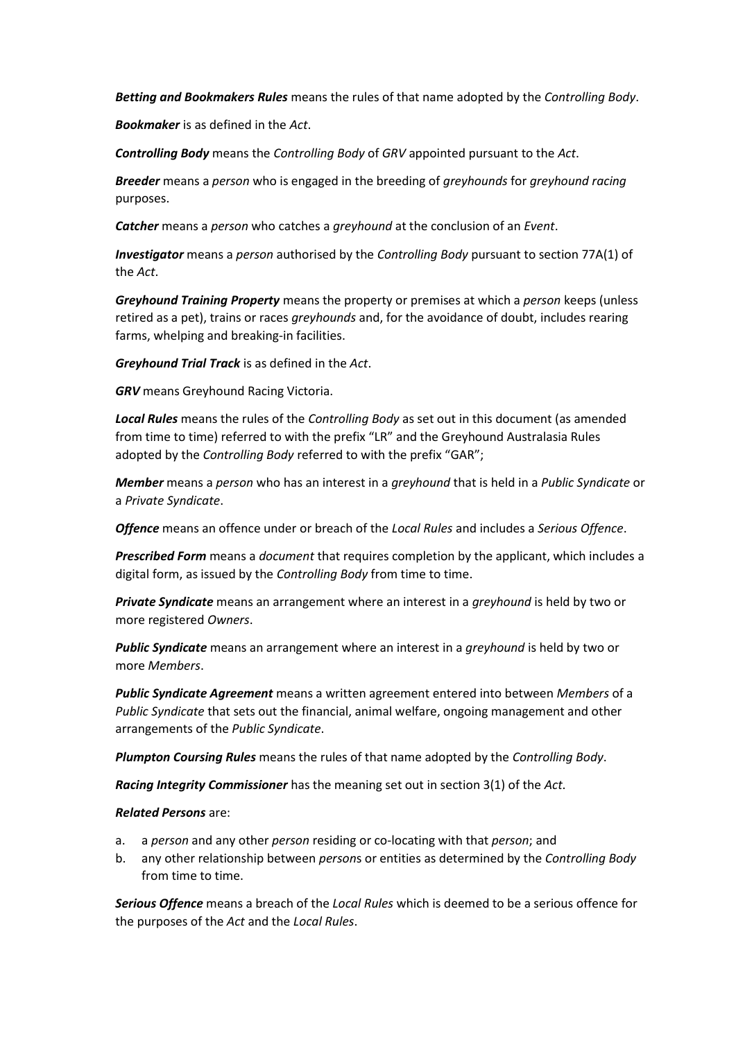***Betting and Bookmakers Rules*** means the rules of that name adopted by the *Controlling Body*.

***Bookmaker*** is as defined in the *Act*.

***Controlling Body*** means the *Controlling Body* of *GRV* appointed pursuant to the *Act*.

***Breeder*** means a *person* who is engaged in the breeding of *greyhounds* for *greyhound racing* purposes.

***Catcher*** means a *person* who catches a *greyhound* at the conclusion of an *Event*.

***Investigator*** means a *person* authorised by the *Controlling Body* pursuant to section 77A(1) of the *Act*.

***Greyhound Training Property*** means the property or premises at which a *person* keeps (unless retired as a pet), trains or races *greyhounds* and, for the avoidance of doubt, includes rearing farms, whelping and breaking-in facilities.

***Greyhound Trial Track*** is as defined in the *Act*.

***GRV*** means Greyhound Racing Victoria.

***Local Rules*** means the rules of the *Controlling Body* as set out in this document (as amended from time to time) referred to with the prefix "LR" and the Greyhound Australasia Rules adopted by the *Controlling Body* referred to with the prefix "GAR";

***Member*** means a *person* who has an interest in a *greyhound* that is held in a *Public Syndicate* or a *Private Syndicate*.

***Offence*** means an offence under or breach of the *Local Rules* and includes a *Serious Offence*.

***Prescribed Form*** means a *document* that requires completion by the applicant, which includes a digital form, as issued by the *Controlling Body* from time to time.

***Private Syndicate*** means an arrangement where an interest in a *greyhound* is held by two or more registered *Owners*.

***Public Syndicate*** means an arrangement where an interest in a *greyhound* is held by two or more *Members*.

***Public Syndicate Agreement*** means a written agreement entered into between *Members* of a *Public Syndicate* that sets out the financial, animal welfare, ongoing management and other arrangements of the *Public Syndicate*.

***Plumpton Coursing Rules*** means the rules of that name adopted by the *Controlling Body*.

***Racing Integrity Commissioner*** has the meaning set out in section 3(1) of the *Act*.

***Related Persons*** are:

a. a *person* and any other *person* residing or co-locating with that *person*; and
b. any other relationship between *person*s or entities as determined by the *Controlling Body* from time to time.

***Serious Offence*** means a breach of the *Local Rules* which is deemed to be a serious offence for the purposes of the *Act* and the *Local Rules*.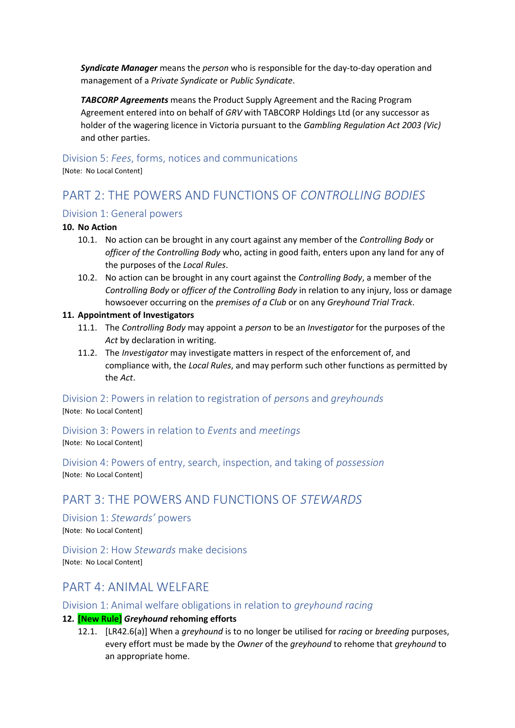***Syndicate Manager*** means the *person* who is responsible for the day-to-day operation and management of a *Private Syndicate* or *Public Syndicate*.

***TABCORP Agreements*** means the Product Supply Agreement and the Racing Program Agreement entered into on behalf of *GRV* with TABCORP Holdings Ltd (or any successor as holder of the wagering licence in Victoria pursuant to the *Gambling Regulation Act 2003 (Vic)* and other parties.

### Division 5: *Fees*, forms, notices and communications

[Note: No Local Content]

## PART 2: THE POWERS AND FUNCTIONS OF *CONTROLLING BODIES*

### Division 1: General powers

**10. No Action**

10.1. No action can be brought in any court against any member of the *Controlling Body* or *officer of the Controlling Body* who, acting in good faith, enters upon any land for any of the purposes of the *Local Rules*.

10.2. No action can be brought in any court against the *Controlling Body*, a member of the *Controlling Body* or *officer of the Controlling Body* in relation to any injury, loss or damage howsoever occurring on the *premises of a Club* or on any *Greyhound Trial Track*.

**11. Appointment of Investigators**

11.1. The *Controlling Body* may appoint a *person* to be an *Investigator* for the purposes of the *Act* by declaration in writing.

11.2. The *Investigator* may investigate matters in respect of the enforcement of, and compliance with, the *Local Rules*, and may perform such other functions as permitted by the *Act*.

### Division 2: Powers in relation to registration of *persons* and *greyhounds*

[Note: No Local Content]

### Division 3: Powers in relation to *Events* and *meetings*

[Note: No Local Content]

### Division 4: Powers of entry, search, inspection, and taking of *possession*

[Note: No Local Content]

## PART 3: THE POWERS AND FUNCTIONS OF *STEWARDS*

### Division 1: *Stewards'* powers

[Note: No Local Content]

### Division 2: How *Stewards* make decisions

[Note: No Local Content]

## PART 4: ANIMAL WELFARE

### Division 1: Animal welfare obligations in relation to *greyhound racing*

**12. [New Rule] *Greyhound* rehoming efforts**

12.1. [LR42.6(a)] When a *greyhound* is to no longer be utilised for *racing* or *breeding* purposes, every effort must be made by the *Owner* of the *greyhound* to rehome that *greyhound* to an appropriate home.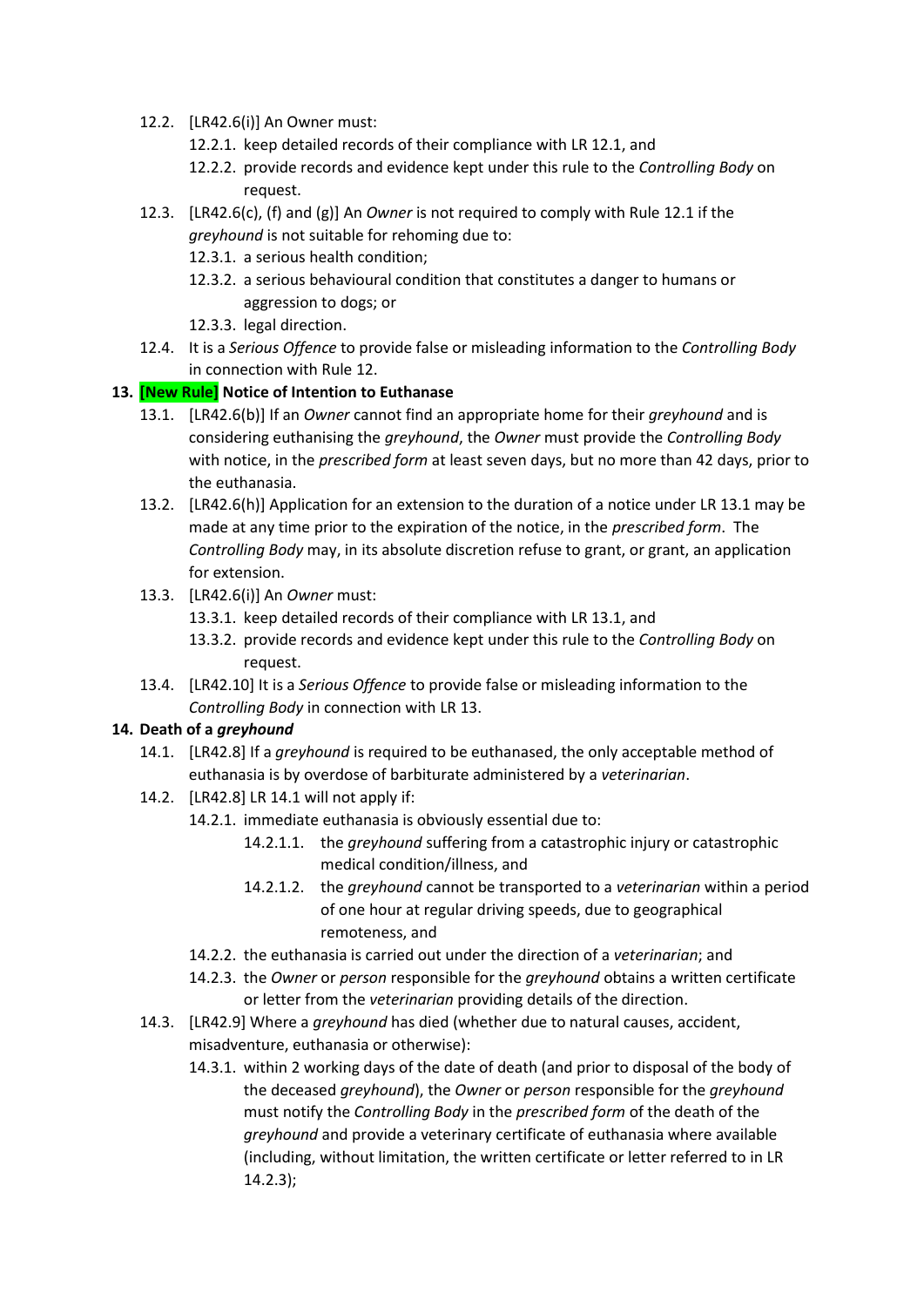- 12.2. [LR42.6(i)] An Owner must:
  - 12.2.1. keep detailed records of their compliance with LR 12.1, and
  - 12.2.2. provide records and evidence kept under this rule to the *Controlling Body* on request.
- 12.3. [LR42.6(c), (f) and (g)] An *Owner* is not required to comply with Rule 12.1 if the *greyhound* is not suitable for rehoming due to:
  - 12.3.1. a serious health condition;
  - 12.3.2. a serious behavioural condition that constitutes a danger to humans or aggression to dogs; or
  - 12.3.3. legal direction.
- 12.4. It is a *Serious Offence* to provide false or misleading information to the *Controlling Body* in connection with Rule 12.

**13. [New Rule] Notice of Intention to Euthanase**

- 13.1. [LR42.6(b)] If an *Owner* cannot find an appropriate home for their *greyhound* and is considering euthanising the *greyhound*, the *Owner* must provide the *Controlling Body* with notice, in the *prescribed form* at least seven days, but no more than 42 days, prior to the euthanasia.
- 13.2. [LR42.6(h)] Application for an extension to the duration of a notice under LR 13.1 may be made at any time prior to the expiration of the notice, in the *prescribed form*. The *Controlling Body* may, in its absolute discretion refuse to grant, or grant, an application for extension.
- 13.3. [LR42.6(i)] An *Owner* must:
  - 13.3.1. keep detailed records of their compliance with LR 13.1, and
  - 13.3.2. provide records and evidence kept under this rule to the *Controlling Body* on request.
- 13.4. [LR42.10] It is a *Serious Offence* to provide false or misleading information to the *Controlling Body* in connection with LR 13.

**14. Death of a *greyhound***

- 14.1. [LR42.8] If a *greyhound* is required to be euthanased, the only acceptable method of euthanasia is by overdose of barbiturate administered by a *veterinarian*.
- 14.2. [LR42.8] LR 14.1 will not apply if:
  - 14.2.1. immediate euthanasia is obviously essential due to:
    - 14.2.1.1. the *greyhound* suffering from a catastrophic injury or catastrophic medical condition/illness, and
    - 14.2.1.2. the *greyhound* cannot be transported to a *veterinarian* within a period of one hour at regular driving speeds, due to geographical remoteness, and
  - 14.2.2. the euthanasia is carried out under the direction of a *veterinarian*; and
  - 14.2.3. the *Owner* or *person* responsible for the *greyhound* obtains a written certificate or letter from the *veterinarian* providing details of the direction.
- 14.3. [LR42.9] Where a *greyhound* has died (whether due to natural causes, accident, misadventure, euthanasia or otherwise):
  - 14.3.1. within 2 working days of the date of death (and prior to disposal of the body of the deceased *greyhound*), the *Owner* or *person* responsible for the *greyhound* must notify the *Controlling Body* in the *prescribed form* of the death of the *greyhound* and provide a veterinary certificate of euthanasia where available (including, without limitation, the written certificate or letter referred to in LR 14.2.3);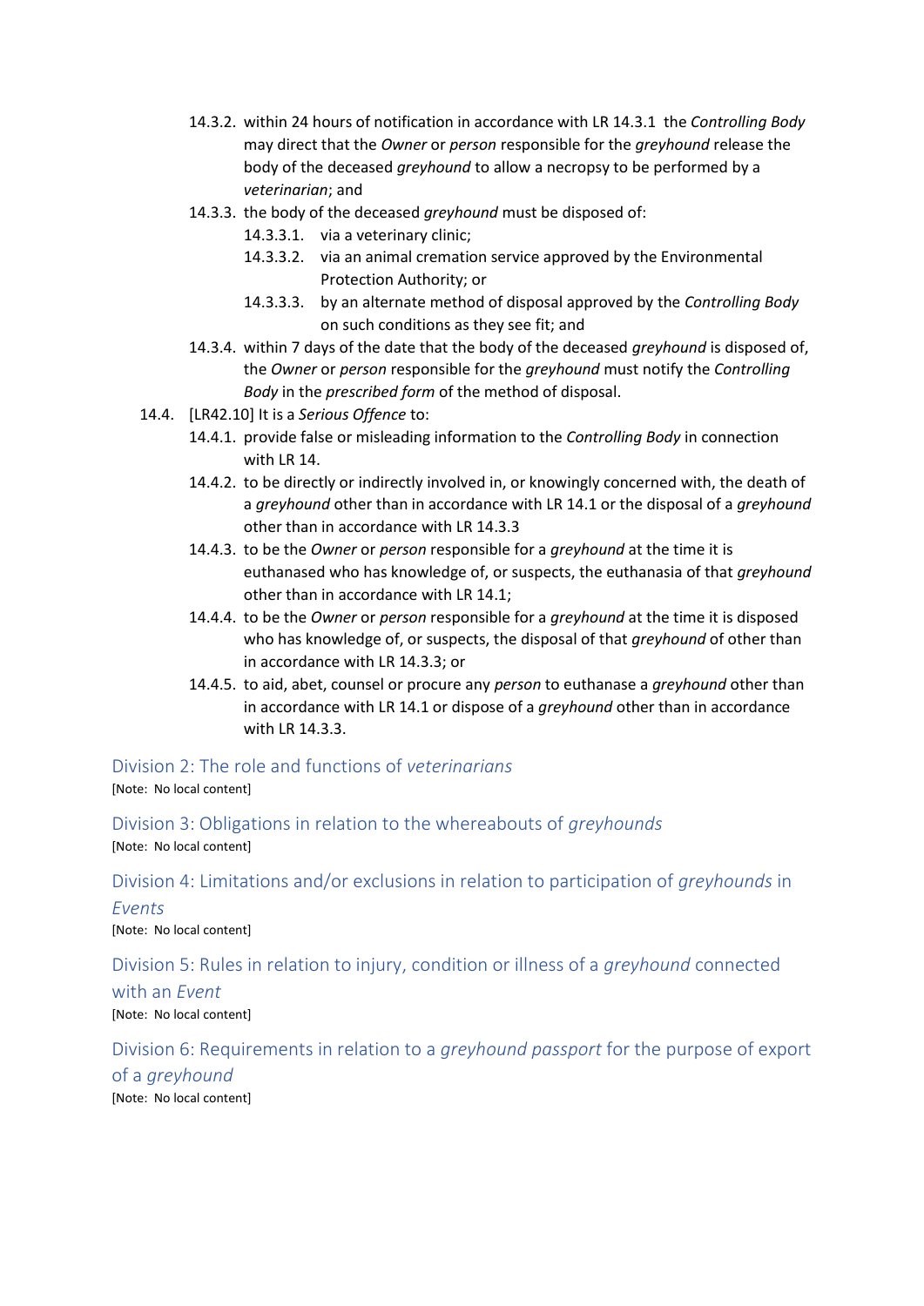- 14.3.2. within 24 hours of notification in accordance with LR 14.3.1 the *Controlling Body* may direct that the *Owner* or *person* responsible for the *greyhound* release the body of the deceased *greyhound* to allow a necropsy to be performed by a *veterinarian*; and
- 14.3.3. the body of the deceased *greyhound* must be disposed of:
  - 14.3.3.1. via a veterinary clinic;
  - 14.3.3.2. via an animal cremation service approved by the Environmental Protection Authority; or
  - 14.3.3.3. by an alternate method of disposal approved by the *Controlling Body* on such conditions as they see fit; and
- 14.3.4. within 7 days of the date that the body of the deceased *greyhound* is disposed of, the *Owner* or *person* responsible for the *greyhound* must notify the *Controlling Body* in the *prescribed form* of the method of disposal.

14.4. [LR42.10] It is a *Serious Offence* to:

- 14.4.1. provide false or misleading information to the *Controlling Body* in connection with LR 14.
- 14.4.2. to be directly or indirectly involved in, or knowingly concerned with, the death of a *greyhound* other than in accordance with LR 14.1 or the disposal of a *greyhound* other than in accordance with LR 14.3.3
- 14.4.3. to be the *Owner* or *person* responsible for a *greyhound* at the time it is euthanased who has knowledge of, or suspects, the euthanasia of that *greyhound* other than in accordance with LR 14.1;
- 14.4.4. to be the *Owner* or *person* responsible for a *greyhound* at the time it is disposed who has knowledge of, or suspects, the disposal of that *greyhound* of other than in accordance with LR 14.3.3; or
- 14.4.5. to aid, abet, counsel or procure any *person* to euthanase a *greyhound* other than in accordance with LR 14.1 or dispose of a *greyhound* other than in accordance with LR 14.3.3.

## Division 2: The role and functions of *veterinarians*

[Note: No local content]

## Division 3: Obligations in relation to the whereabouts of *greyhounds*

[Note: No local content]

## Division 4: Limitations and/or exclusions in relation to participation of *greyhounds* in *Events*

[Note: No local content]

## Division 5: Rules in relation to injury, condition or illness of a *greyhound* connected with an *Event*

[Note: No local content]

## Division 6: Requirements in relation to a *greyhound passport* for the purpose of export of a *greyhound*

[Note: No local content]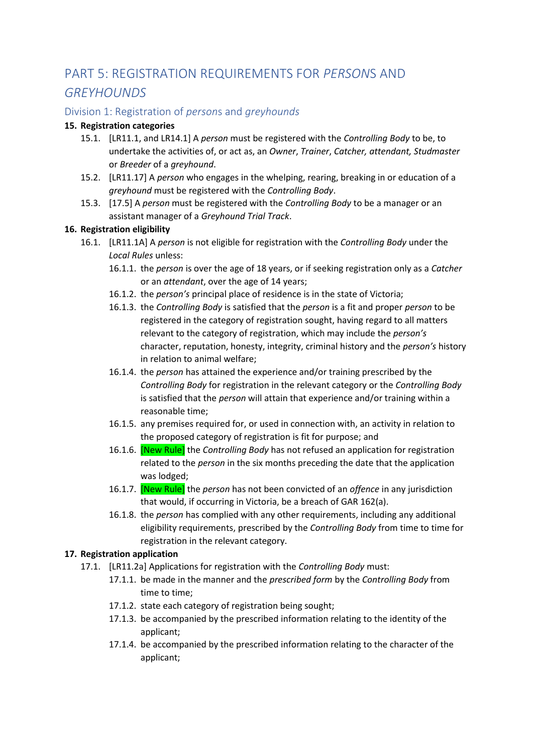# PART 5: REGISTRATION REQUIREMENTS FOR *PERSON*S AND *GREYHOUNDS*

## Division 1: Registration of *persons* and *greyhounds*

**15. Registration categories**

15.1. [LR11.1, and LR14.1] A *person* must be registered with the *Controlling Body* to be, to undertake the activities of, or act as, an *Owner*, *Trainer*, *Catcher, attendant, Studmaster* or *Breeder* of a *greyhound*.

15.2. [LR11.17] A *person* who engages in the whelping, rearing, breaking in or education of a *greyhound* must be registered with the *Controlling Body*.

15.3. [17.5] A *person* must be registered with the *Controlling Body* to be a manager or an assistant manager of a *Greyhound Trial Track*.

**16. Registration eligibility**

16.1. [LR11.1A] A *person* is not eligible for registration with the *Controlling Body* under the *Local Rules* unless:

16.1.1. the *person* is over the age of 18 years, or if seeking registration only as a *Catcher* or an *attendant*, over the age of 14 years;

16.1.2. the *person's* principal place of residence is in the state of Victoria;

16.1.3. the *Controlling Body* is satisfied that the *person* is a fit and proper *person* to be registered in the category of registration sought, having regard to all matters relevant to the category of registration, which may include the *person's* character, reputation, honesty, integrity, criminal history and the *person's* history in relation to animal welfare;

16.1.4. the *person* has attained the experience and/or training prescribed by the *Controlling Body* for registration in the relevant category or the *Controlling Body* is satisfied that the *person* will attain that experience and/or training within a reasonable time;

16.1.5. any premises required for, or used in connection with, an activity in relation to the proposed category of registration is fit for purpose; and

16.1.6. [New Rule] the *Controlling Body* has not refused an application for registration related to the *person* in the six months preceding the date that the application was lodged;

16.1.7. [New Rule] the *person* has not been convicted of an *offence* in any jurisdiction that would, if occurring in Victoria, be a breach of GAR 162(a).

16.1.8. the *person* has complied with any other requirements, including any additional eligibility requirements, prescribed by the *Controlling Body* from time to time for registration in the relevant category.

**17. Registration application**

17.1. [LR11.2a] Applications for registration with the *Controlling Body* must:

17.1.1. be made in the manner and the *prescribed form* by the *Controlling Body* from time to time;

17.1.2. state each category of registration being sought;

17.1.3. be accompanied by the prescribed information relating to the identity of the applicant;

17.1.4. be accompanied by the prescribed information relating to the character of the applicant;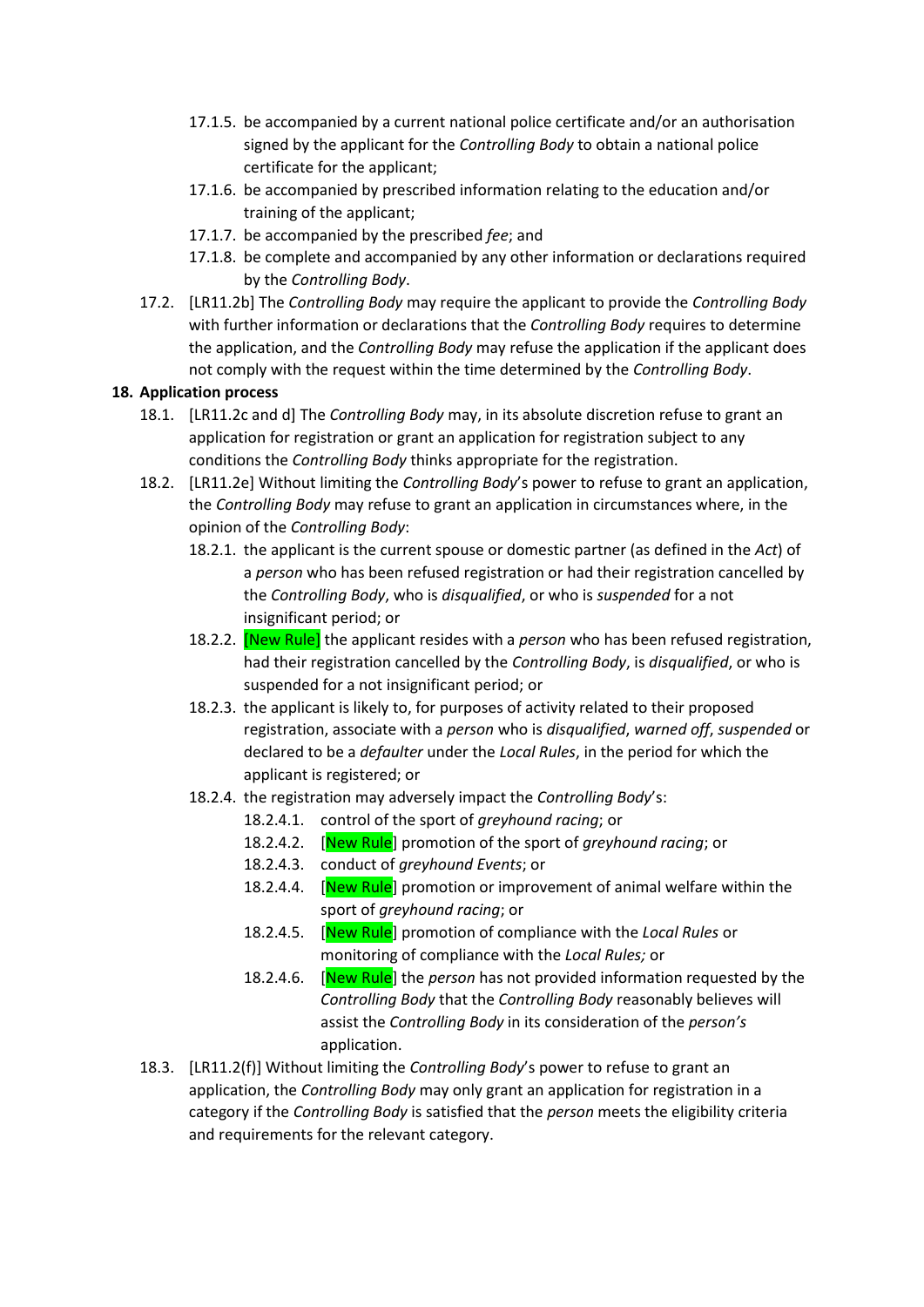17.1.5. be accompanied by a current national police certificate and/or an authorisation signed by the applicant for the *Controlling Body* to obtain a national police certificate for the applicant;

17.1.6. be accompanied by prescribed information relating to the education and/or training of the applicant;

17.1.7. be accompanied by the prescribed *fee*; and

17.1.8. be complete and accompanied by any other information or declarations required by the *Controlling Body*.

17.2. [LR11.2b] The *Controlling Body* may require the applicant to provide the *Controlling Body* with further information or declarations that the *Controlling Body* requires to determine the application, and the *Controlling Body* may refuse the application if the applicant does not comply with the request within the time determined by the *Controlling Body*.

**18. Application process**

18.1. [LR11.2c and d] The *Controlling Body* may, in its absolute discretion refuse to grant an application for registration or grant an application for registration subject to any conditions the *Controlling Body* thinks appropriate for the registration.

18.2. [LR11.2e] Without limiting the *Controlling Body*'s power to refuse to grant an application, the *Controlling Body* may refuse to grant an application in circumstances where, in the opinion of the *Controlling Body*:

18.2.1. the applicant is the current spouse or domestic partner (as defined in the *Act*) of a *person* who has been refused registration or had their registration cancelled by the *Controlling Body*, who is *disqualified*, or who is *suspended* for a not insignificant period; or

18.2.2. [New Rule] the applicant resides with a *person* who has been refused registration, had their registration cancelled by the *Controlling Body*, is *disqualified*, or who is suspended for a not insignificant period; or

18.2.3. the applicant is likely to, for purposes of activity related to their proposed registration, associate with a *person* who is *disqualified*, *warned off*, *suspended* or declared to be a *defaulter* under the *Local Rules*, in the period for which the applicant is registered; or

18.2.4. the registration may adversely impact the *Controlling Body*'s:

18.2.4.1. control of the sport of *greyhound racing*; or

18.2.4.2. [New Rule] promotion of the sport of *greyhound racing*; or

18.2.4.3. conduct of *greyhound Events*; or

18.2.4.4. [New Rule] promotion or improvement of animal welfare within the sport of *greyhound racing*; or

18.2.4.5. [New Rule] promotion of compliance with the *Local Rules* or monitoring of compliance with the *Local Rules;* or

18.2.4.6. [New Rule] the *person* has not provided information requested by the *Controlling Body* that the *Controlling Body* reasonably believes will assist the *Controlling Body* in its consideration of the *person's* application.

18.3. [LR11.2(f)] Without limiting the *Controlling Body*'s power to refuse to grant an application, the *Controlling Body* may only grant an application for registration in a category if the *Controlling Body* is satisfied that the *person* meets the eligibility criteria and requirements for the relevant category.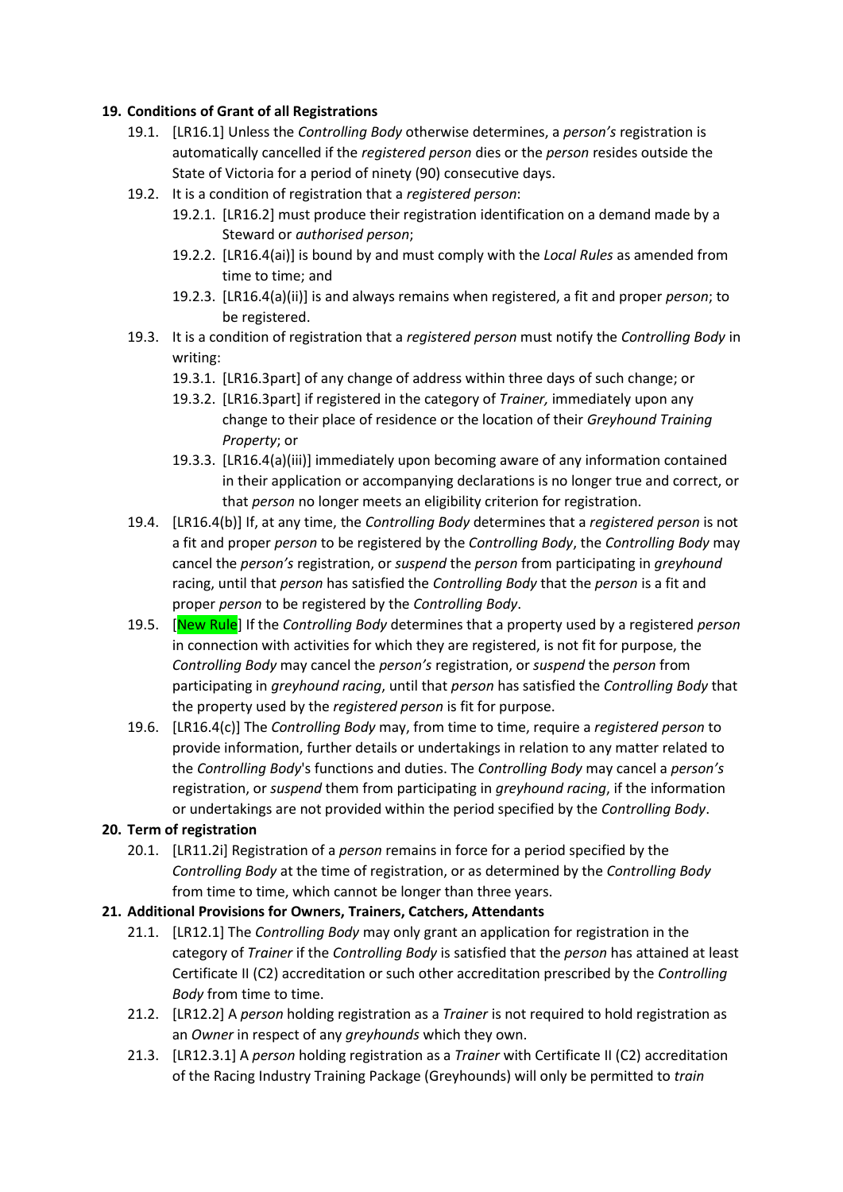## 19. Conditions of Grant of all Registrations

19.1. [LR16.1] Unless the *Controlling Body* otherwise determines, a *person's* registration is automatically cancelled if the *registered person* dies or the *person* resides outside the State of Victoria for a period of ninety (90) consecutive days.

19.2. It is a condition of registration that a *registered person*:

19.2.1. [LR16.2] must produce their registration identification on a demand made by a Steward or *authorised person*;

19.2.2. [LR16.4(ai)] is bound by and must comply with the *Local Rules* as amended from time to time; and

19.2.3. [LR16.4(a)(ii)] is and always remains when registered, a fit and proper *person*; to be registered.

19.3. It is a condition of registration that a *registered person* must notify the *Controlling Body* in writing:

19.3.1. [LR16.3part] of any change of address within three days of such change; or

19.3.2. [LR16.3part] if registered in the category of *Trainer,* immediately upon any change to their place of residence or the location of their *Greyhound Training Property*; or

19.3.3. [LR16.4(a)(iii)] immediately upon becoming aware of any information contained in their application or accompanying declarations is no longer true and correct, or that *person* no longer meets an eligibility criterion for registration.

19.4. [LR16.4(b)] If, at any time, the *Controlling Body* determines that a *registered person* is not a fit and proper *person* to be registered by the *Controlling Body*, the *Controlling Body* may cancel the *person's* registration, or *suspend* the *person* from participating in *greyhound* racing, until that *person* has satisfied the *Controlling Body* that the *person* is a fit and proper *person* to be registered by the *Controlling Body*.

19.5. [New Rule] If the *Controlling Body* determines that a property used by a registered *person* in connection with activities for which they are registered, is not fit for purpose, the *Controlling Body* may cancel the *person's* registration, or *suspend* the *person* from participating in *greyhound racing*, until that *person* has satisfied the *Controlling Body* that the property used by the *registered person* is fit for purpose.

19.6. [LR16.4(c)] The *Controlling Body* may, from time to time, require a *registered person* to provide information, further details or undertakings in relation to any matter related to the *Controlling Body*'s functions and duties. The *Controlling Body* may cancel a *person's* registration, or *suspend* them from participating in *greyhound racing*, if the information or undertakings are not provided within the period specified by the *Controlling Body*.

## 20. Term of registration

20.1. [LR11.2i] Registration of a *person* remains in force for a period specified by the *Controlling Body* at the time of registration, or as determined by the *Controlling Body* from time to time, which cannot be longer than three years.

## 21. Additional Provisions for Owners, Trainers, Catchers, Attendants

21.1. [LR12.1] The *Controlling Body* may only grant an application for registration in the category of *Trainer* if the *Controlling Body* is satisfied that the *person* has attained at least Certificate II (C2) accreditation or such other accreditation prescribed by the *Controlling Body* from time to time.

21.2. [LR12.2] A *person* holding registration as a *Trainer* is not required to hold registration as an *Owner* in respect of any *greyhounds* which they own.

21.3. [LR12.3.1] A *person* holding registration as a *Trainer* with Certificate II (C2) accreditation of the Racing Industry Training Package (Greyhounds) will only be permitted to *train*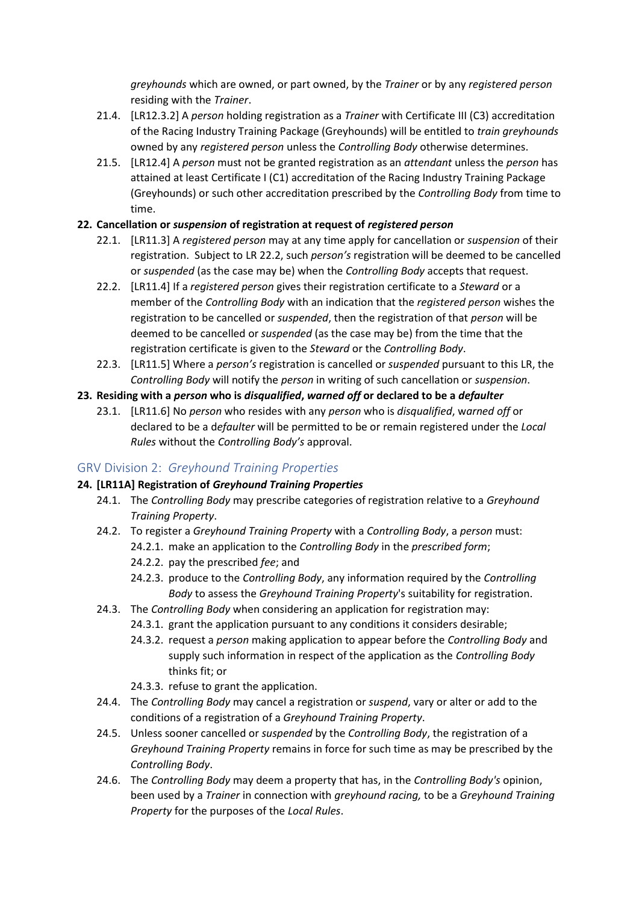*greyhounds* which are owned, or part owned, by the *Trainer* or by any *registered person* residing with the *Trainer*.

21.4. [LR12.3.2] A *person* holding registration as a *Trainer* with Certificate III (C3) accreditation of the Racing Industry Training Package (Greyhounds) will be entitled to *train greyhounds* owned by any *registered person* unless the *Controlling Body* otherwise determines.

21.5. [LR12.4] A *person* must not be granted registration as an *attendant* unless the *person* has attained at least Certificate I (C1) accreditation of the Racing Industry Training Package (Greyhounds) or such other accreditation prescribed by the *Controlling Body* from time to time.

**22. Cancellation or *suspension* of registration at request of *registered person***

22.1. [LR11.3] A *registered person* may at any time apply for cancellation or *suspension* of their registration. Subject to LR 22.2, such *person's* registration will be deemed to be cancelled or *suspended* (as the case may be) when the *Controlling Body* accepts that request.

22.2. [LR11.4] If a *registered person* gives their registration certificate to a *Steward* or a member of the *Controlling Body* with an indication that the *registered person* wishes the registration to be cancelled or *suspended*, then the registration of that *person* will be deemed to be cancelled or *suspended* (as the case may be) from the time that the registration certificate is given to the *Steward* or the *Controlling Body*.

22.3. [LR11.5] Where a *person's* registration is cancelled or *suspended* pursuant to this LR, the *Controlling Body* will notify the *person* in writing of such cancellation or *suspension*.

**23. Residing with a *person* who is *disqualified*, *warned off* or declared to be a *defaulter***

23.1. [LR11.6] No *person* who resides with any *person* who is *disqualified*, *warned off* or declared to be a d*efaulter* will be permitted to be or remain registered under the *Local Rules* without the *Controlling Body's* approval.

## GRV Division 2: *Greyhound Training Properties*

**24. [LR11A] Registration of *Greyhound Training Properties***

24.1. The *Controlling Body* may prescribe categories of registration relative to a *Greyhound Training Property*.

24.2. To register a *Greyhound Training Property* with a *Controlling Body*, a *person* must:

24.2.1. make an application to the *Controlling Body* in the *prescribed form*;

24.2.2. pay the prescribed *fee*; and

24.2.3. produce to the *Controlling Body*, any information required by the *Controlling Body* to assess the *Greyhound Training Property*'s suitability for registration.

24.3. The *Controlling Body* when considering an application for registration may:

24.3.1. grant the application pursuant to any conditions it considers desirable;

24.3.2. request a *person* making application to appear before the *Controlling Body* and supply such information in respect of the application as the *Controlling Body* thinks fit; or

24.3.3. refuse to grant the application.

24.4. The *Controlling Body* may cancel a registration or *suspend*, vary or alter or add to the conditions of a registration of a *Greyhound Training Property*.

24.5. Unless sooner cancelled or *suspended* by the *Controlling Body*, the registration of a *Greyhound Training Property* remains in force for such time as may be prescribed by the *Controlling Body*.

24.6. The *Controlling Body* may deem a property that has, in the *Controlling Body's* opinion, been used by a *Trainer* in connection with *greyhound racing,* to be a *Greyhound Training Property* for the purposes of the *Local Rules*.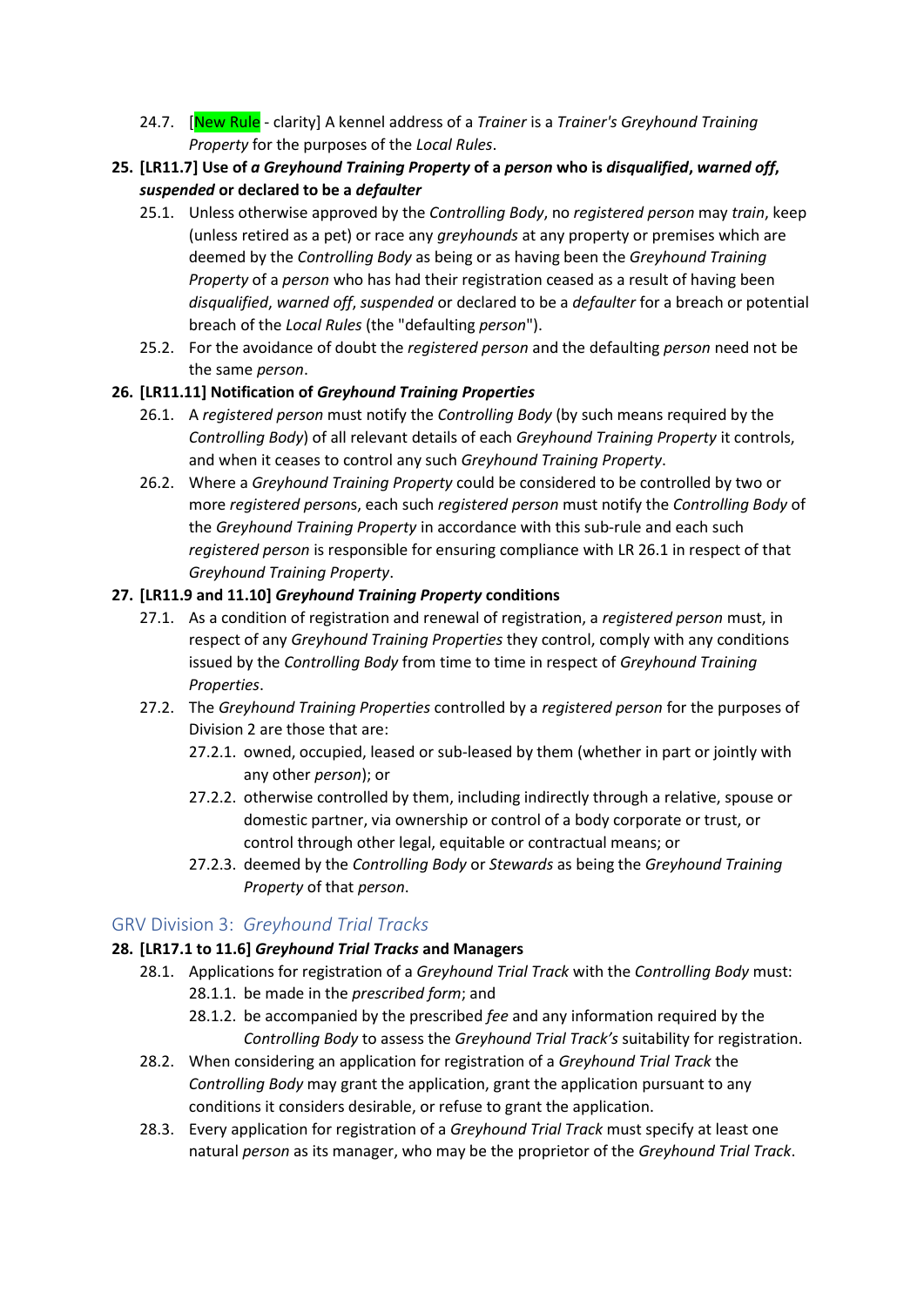24.7. [New Rule - clarity] A kennel address of a *Trainer* is a *Trainer's Greyhound Training Property* for the purposes of the *Local Rules*.

**25. [LR11.7] Use of *a Greyhound Training Property* of a *person* who is *disqualified*, *warned off*, *suspended* or declared to be a *defaulter***

25.1. Unless otherwise approved by the *Controlling Body*, no *registered person* may *train*, keep (unless retired as a pet) or race any *greyhounds* at any property or premises which are deemed by the *Controlling Body* as being or as having been the *Greyhound Training Property* of a *person* who has had their registration ceased as a result of having been *disqualified*, *warned off*, *suspended* or declared to be a *defaulter* for a breach or potential breach of the *Local Rules* (the "defaulting *person*").

25.2. For the avoidance of doubt the *registered person* and the defaulting *person* need not be the same *person*.

**26. [LR11.11] Notification of *Greyhound Training Properties***

26.1. A *registered person* must notify the *Controlling Body* (by such means required by the *Controlling Body*) of all relevant details of each *Greyhound Training Property* it controls, and when it ceases to control any such *Greyhound Training Property*.

26.2. Where a *Greyhound Training Property* could be considered to be controlled by two or more *registered persons*, each such *registered person* must notify the *Controlling Body* of the *Greyhound Training Property* in accordance with this sub-rule and each such *registered person* is responsible for ensuring compliance with LR 26.1 in respect of that *Greyhound Training Property*.

**27. [LR11.9 and 11.10] *Greyhound Training Property* conditions**

27.1. As a condition of registration and renewal of registration, a *registered person* must, in respect of any *Greyhound Training Properties* they control, comply with any conditions issued by the *Controlling Body* from time to time in respect of *Greyhound Training Properties*.

27.2. The *Greyhound Training Properties* controlled by a *registered person* for the purposes of Division 2 are those that are:

27.2.1. owned, occupied, leased or sub-leased by them (whether in part or jointly with any other *person*); or

27.2.2. otherwise controlled by them, including indirectly through a relative, spouse or domestic partner, via ownership or control of a body corporate or trust, or control through other legal, equitable or contractual means; or

27.2.3. deemed by the *Controlling Body* or *Stewards* as being the *Greyhound Training Property* of that *person*.

## GRV Division 3: *Greyhound Trial Tracks*

**28. [LR17.1 to 11.6] *Greyhound Trial Tracks* and Managers**

28.1. Applications for registration of a *Greyhound Trial Track* with the *Controlling Body* must:

28.1.1. be made in the *prescribed form*; and

28.1.2. be accompanied by the prescribed *fee* and any information required by the *Controlling Body* to assess the *Greyhound Trial Track's* suitability for registration.

28.2. When considering an application for registration of a *Greyhound Trial Track* the *Controlling Body* may grant the application, grant the application pursuant to any conditions it considers desirable, or refuse to grant the application.

28.3. Every application for registration of a *Greyhound Trial Track* must specify at least one natural *person* as its manager, who may be the proprietor of the *Greyhound Trial Track*.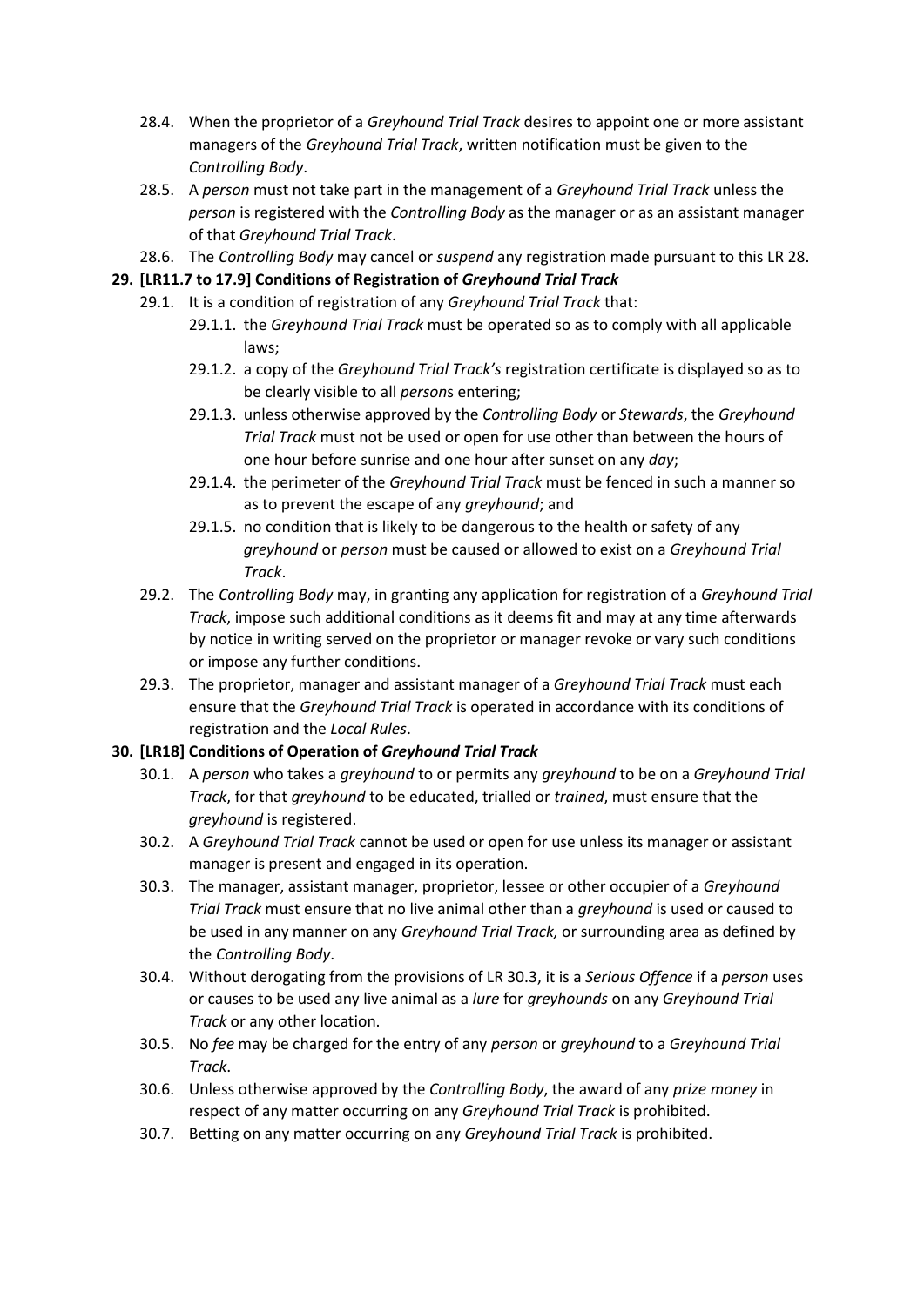28.4. When the proprietor of a *Greyhound Trial Track* desires to appoint one or more assistant managers of the *Greyhound Trial Track*, written notification must be given to the *Controlling Body*.

28.5. A *person* must not take part in the management of a *Greyhound Trial Track* unless the *person* is registered with the *Controlling Body* as the manager or as an assistant manager of that *Greyhound Trial Track*.

28.6. The *Controlling Body* may cancel or *suspend* any registration made pursuant to this LR 28.

**29. [LR11.7 to 17.9] Conditions of Registration of *Greyhound Trial Track***

29.1. It is a condition of registration of any *Greyhound Trial Track* that:

29.1.1. the *Greyhound Trial Track* must be operated so as to comply with all applicable laws;

29.1.2. a copy of the *Greyhound Trial Track's* registration certificate is displayed so as to be clearly visible to all *person*s entering;

29.1.3. unless otherwise approved by the *Controlling Body* or *Stewards*, the *Greyhound Trial Track* must not be used or open for use other than between the hours of one hour before sunrise and one hour after sunset on any *day*;

29.1.4. the perimeter of the *Greyhound Trial Track* must be fenced in such a manner so as to prevent the escape of any *greyhound*; and

29.1.5. no condition that is likely to be dangerous to the health or safety of any *greyhound* or *person* must be caused or allowed to exist on a *Greyhound Trial Track*.

29.2. The *Controlling Body* may, in granting any application for registration of a *Greyhound Trial Track*, impose such additional conditions as it deems fit and may at any time afterwards by notice in writing served on the proprietor or manager revoke or vary such conditions or impose any further conditions.

29.3. The proprietor, manager and assistant manager of a *Greyhound Trial Track* must each ensure that the *Greyhound Trial Track* is operated in accordance with its conditions of registration and the *Local Rules*.

**30. [LR18] Conditions of Operation of *Greyhound Trial Track***

30.1. A *person* who takes a *greyhound* to or permits any *greyhound* to be on a *Greyhound Trial Track*, for that *greyhound* to be educated, trialled or *trained*, must ensure that the *greyhound* is registered.

30.2. A *Greyhound Trial Track* cannot be used or open for use unless its manager or assistant manager is present and engaged in its operation.

30.3. The manager, assistant manager, proprietor, lessee or other occupier of a *Greyhound Trial Track* must ensure that no live animal other than a *greyhound* is used or caused to be used in any manner on any *Greyhound Trial Track,* or surrounding area as defined by the *Controlling Body*.

30.4. Without derogating from the provisions of LR 30.3, it is a *Serious Offence* if a *person* uses or causes to be used any live animal as a *lure* for *greyhounds* on any *Greyhound Trial Track* or any other location.

30.5. No *fee* may be charged for the entry of any *person* or *greyhound* to a *Greyhound Trial Track*.

30.6. Unless otherwise approved by the *Controlling Body*, the award of any *prize money* in respect of any matter occurring on any *Greyhound Trial Track* is prohibited.

30.7. Betting on any matter occurring on any *Greyhound Trial Track* is prohibited.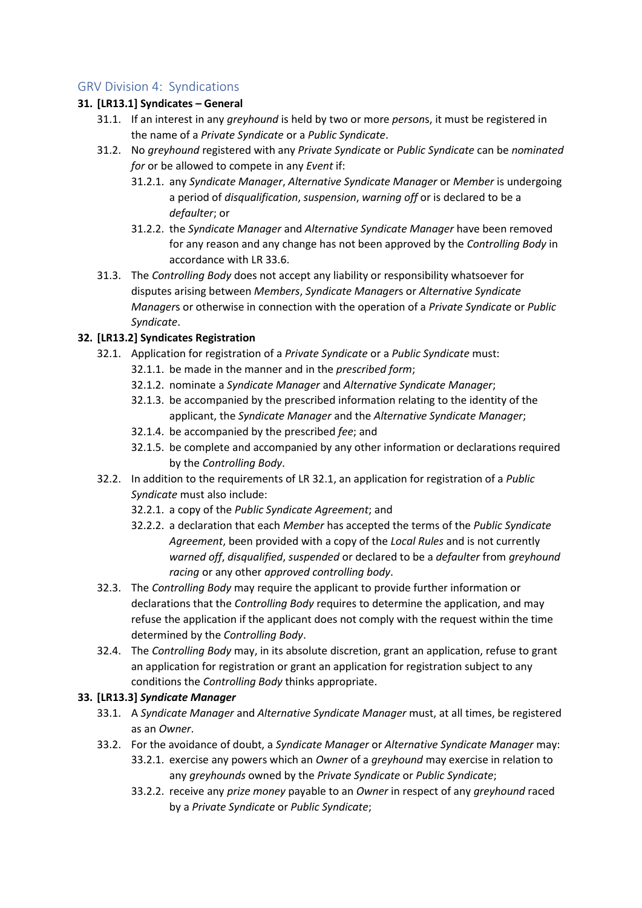## GRV Division 4: Syndications

**31. [LR13.1] Syndicates – General**

31.1. If an interest in any *greyhound* is held by two or more *person*s, it must be registered in the name of a *Private Syndicate* or a *Public Syndicate*.

31.2. No *greyhound* registered with any *Private Syndicate* or *Public Syndicate* can be *nominated for* or be allowed to compete in any *Event* if:

31.2.1. any *Syndicate Manager*, *Alternative Syndicate Manager* or *Member* is undergoing a period of *disqualification*, *suspension*, *warning off* or is declared to be a *defaulter*; or

31.2.2. the *Syndicate Manager* and *Alternative Syndicate Manager* have been removed for any reason and any change has not been approved by the *Controlling Body* in accordance with LR 33.6.

31.3. The *Controlling Body* does not accept any liability or responsibility whatsoever for disputes arising between *Members*, *Syndicate Manager*s or *Alternative Syndicate Manager*s or otherwise in connection with the operation of a *Private Syndicate* or *Public Syndicate*.

**32. [LR13.2] Syndicates Registration**

32.1. Application for registration of a *Private Syndicate* or a *Public Syndicate* must:

32.1.1. be made in the manner and in the *prescribed form*;

32.1.2. nominate a *Syndicate Manager* and *Alternative Syndicate Manager*;

32.1.3. be accompanied by the prescribed information relating to the identity of the applicant, the *Syndicate Manager* and the *Alternative Syndicate Manager*;

32.1.4. be accompanied by the prescribed *fee*; and

32.1.5. be complete and accompanied by any other information or declarations required by the *Controlling Body*.

32.2. In addition to the requirements of LR 32.1, an application for registration of a *Public Syndicate* must also include:

32.2.1. a copy of the *Public Syndicate Agreement*; and

32.2.2. a declaration that each *Member* has accepted the terms of the *Public Syndicate Agreement*, been provided with a copy of the *Local Rules* and is not currently *warned off*, *disqualified*, *suspended* or declared to be a *defaulter* from *greyhound racing* or any other *approved controlling body*.

32.3. The *Controlling Body* may require the applicant to provide further information or declarations that the *Controlling Body* requires to determine the application, and may refuse the application if the applicant does not comply with the request within the time determined by the *Controlling Body*.

32.4. The *Controlling Body* may, in its absolute discretion, grant an application, refuse to grant an application for registration or grant an application for registration subject to any conditions the *Controlling Body* thinks appropriate.

**33. [LR13.3] *Syndicate Manager***

33.1. A *Syndicate Manager* and *Alternative Syndicate Manager* must, at all times, be registered as an *Owner*.

33.2. For the avoidance of doubt, a *Syndicate Manager* or *Alternative Syndicate Manager* may:

33.2.1. exercise any powers which an *Owner* of a *greyhound* may exercise in relation to any *greyhounds* owned by the *Private Syndicate* or *Public Syndicate*;

33.2.2. receive any *prize money* payable to an *Owner* in respect of any *greyhound* raced by a *Private Syndicate* or *Public Syndicate*;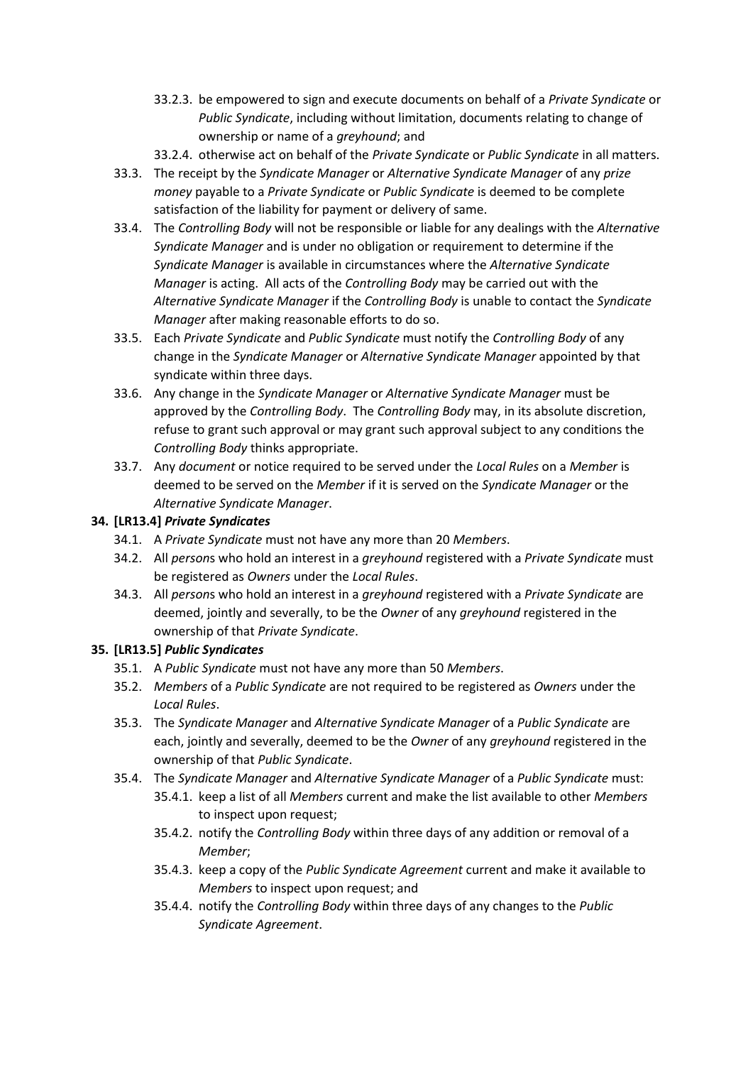33.2.3. be empowered to sign and execute documents on behalf of a *Private Syndicate* or *Public Syndicate*, including without limitation, documents relating to change of ownership or name of a *greyhound*; and

33.2.4. otherwise act on behalf of the *Private Syndicate* or *Public Syndicate* in all matters.

33.3. The receipt by the *Syndicate Manager* or *Alternative Syndicate Manager* of any *prize money* payable to a *Private Syndicate* or *Public Syndicate* is deemed to be complete satisfaction of the liability for payment or delivery of same.

33.4. The *Controlling Body* will not be responsible or liable for any dealings with the *Alternative Syndicate Manager* and is under no obligation or requirement to determine if the *Syndicate Manager* is available in circumstances where the *Alternative Syndicate Manager* is acting. All acts of the *Controlling Body* may be carried out with the *Alternative Syndicate Manager* if the *Controlling Body* is unable to contact the *Syndicate Manager* after making reasonable efforts to do so.

33.5. Each *Private Syndicate* and *Public Syndicate* must notify the *Controlling Body* of any change in the *Syndicate Manager* or *Alternative Syndicate Manager* appointed by that syndicate within three days.

33.6. Any change in the *Syndicate Manager* or *Alternative Syndicate Manager* must be approved by the *Controlling Body*. The *Controlling Body* may, in its absolute discretion, refuse to grant such approval or may grant such approval subject to any conditions the *Controlling Body* thinks appropriate.

33.7. Any *document* or notice required to be served under the *Local Rules* on a *Member* is deemed to be served on the *Member* if it is served on the *Syndicate Manager* or the *Alternative Syndicate Manager*.

**34. [LR13.4] *Private Syndicates***

34.1. A *Private Syndicate* must not have any more than 20 *Members*.

34.2. All *person*s who hold an interest in a *greyhound* registered with a *Private Syndicate* must be registered as *Owners* under the *Local Rules*.

34.3. All *person*s who hold an interest in a *greyhound* registered with a *Private Syndicate* are deemed, jointly and severally, to be the *Owner* of any *greyhound* registered in the ownership of that *Private Syndicate*.

**35. [LR13.5] *Public Syndicates***

35.1. A *Public Syndicate* must not have any more than 50 *Members*.

35.2. *Members* of a *Public Syndicate* are not required to be registered as *Owners* under the *Local Rules*.

35.3. The *Syndicate Manager* and *Alternative Syndicate Manager* of a *Public Syndicate* are each, jointly and severally, deemed to be the *Owner* of any *greyhound* registered in the ownership of that *Public Syndicate*.

35.4. The *Syndicate Manager* and *Alternative Syndicate Manager* of a *Public Syndicate* must:

35.4.1. keep a list of all *Members* current and make the list available to other *Members* to inspect upon request;

35.4.2. notify the *Controlling Body* within three days of any addition or removal of a *Member*;

35.4.3. keep a copy of the *Public Syndicate Agreement* current and make it available to *Members* to inspect upon request; and

35.4.4. notify the *Controlling Body* within three days of any changes to the *Public Syndicate Agreement*.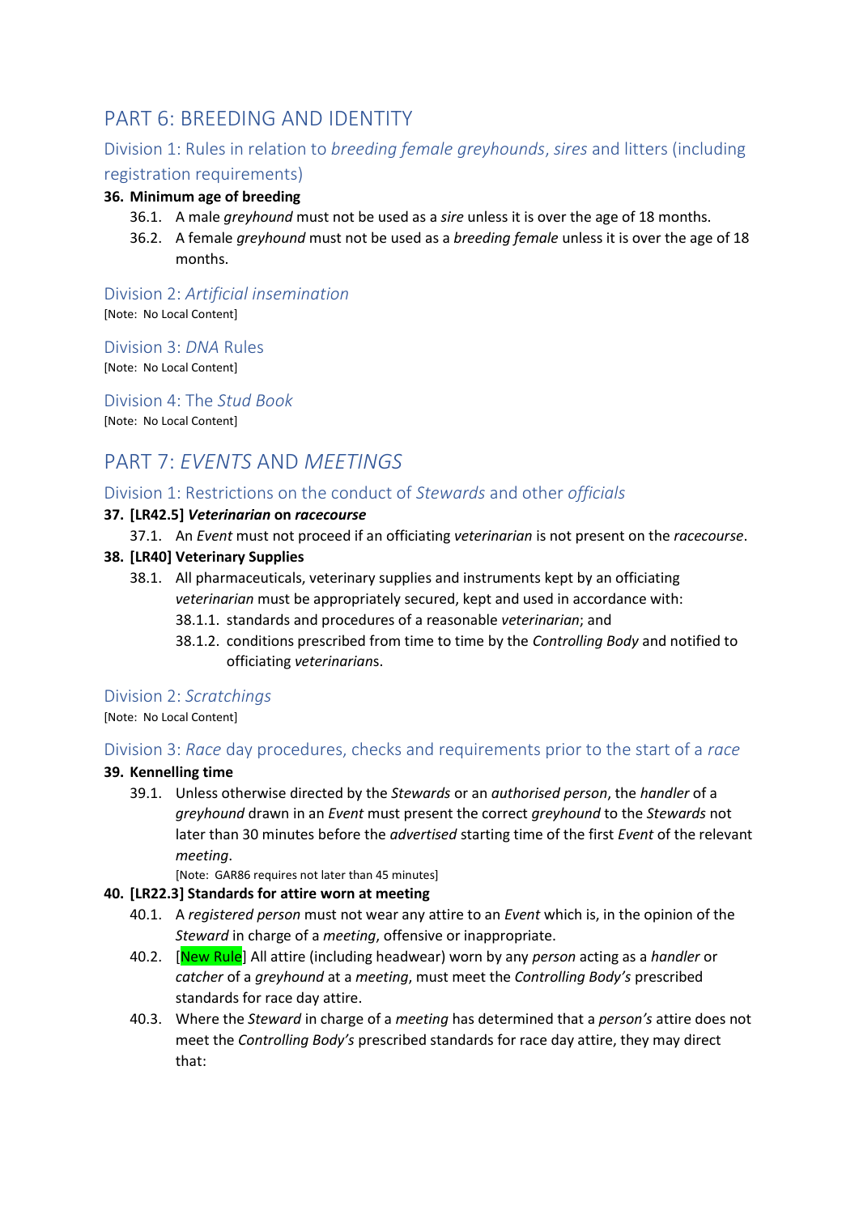# PART 6: BREEDING AND IDENTITY

## Division 1: Rules in relation to *breeding female greyhounds*, *sires* and litters (including registration requirements)

**36. Minimum age of breeding**

36.1. A male *greyhound* must not be used as a *sire* unless it is over the age of 18 months.

36.2. A female *greyhound* must not be used as a *breeding female* unless it is over the age of 18 months.

## Division 2: *Artificial insemination*

[Note: No Local Content]

## Division 3: *DNA* Rules

[Note: No Local Content]

## Division 4: The *Stud Book*

[Note: No Local Content]

# PART 7: *EVENTS* AND *MEETINGS*

## Division 1: Restrictions on the conduct of *Stewards* and other *officials*

**37. [LR42.5] *Veterinarian* on *racecourse***

37.1. An *Event* must not proceed if an officiating *veterinarian* is not present on the *racecourse*.

**38. [LR40] Veterinary Supplies**

38.1. All pharmaceuticals, veterinary supplies and instruments kept by an officiating *veterinarian* must be appropriately secured, kept and used in accordance with:

38.1.1. standards and procedures of a reasonable *veterinarian*; and

38.1.2. conditions prescribed from time to time by the *Controlling Body* and notified to officiating *veterinarian*s.

## Division 2: *Scratchings*

[Note: No Local Content]

## Division 3: *Race* day procedures, checks and requirements prior to the start of a *race*

**39. Kennelling time**

39.1. Unless otherwise directed by the *Stewards* or an *authorised person*, the *handler* of a *greyhound* drawn in an *Event* must present the correct *greyhound* to the *Stewards* not later than 30 minutes before the *advertised* starting time of the first *Event* of the relevant *meeting*.

[Note: GAR86 requires not later than 45 minutes]

**40. [LR22.3] Standards for attire worn at meeting**

40.1. A *registered person* must not wear any attire to an *Event* which is, in the opinion of the *Steward* in charge of a *meeting*, offensive or inappropriate.

40.2. [New Rule] All attire (including headwear) worn by any *person* acting as a *handler* or *catcher* of a *greyhound* at a *meeting*, must meet the *Controlling Body's* prescribed standards for race day attire.

40.3. Where the *Steward* in charge of a *meeting* has determined that a *person's* attire does not meet the *Controlling Body's* prescribed standards for race day attire, they may direct that: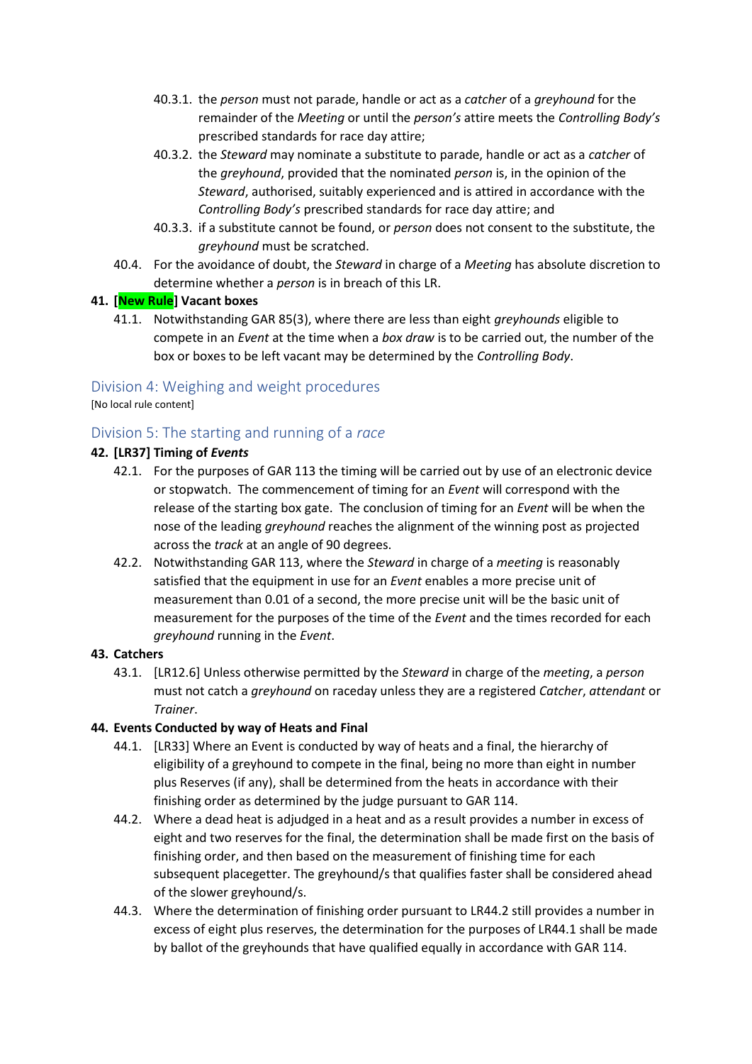40.3.1. the *person* must not parade, handle or act as a *catcher* of a *greyhound* for the remainder of the *Meeting* or until the *person's* attire meets the *Controlling Body's* prescribed standards for race day attire;

40.3.2. the *Steward* may nominate a substitute to parade, handle or act as a *catcher* of the *greyhound*, provided that the nominated *person* is, in the opinion of the *Steward*, authorised, suitably experienced and is attired in accordance with the *Controlling Body's* prescribed standards for race day attire; and

40.3.3. if a substitute cannot be found, or *person* does not consent to the substitute, the *greyhound* must be scratched.

40.4. For the avoidance of doubt, the *Steward* in charge of a *Meeting* has absolute discretion to determine whether a *person* is in breach of this LR.

**41. [New Rule] Vacant boxes**

41.1. Notwithstanding GAR 85(3), where there are less than eight *greyhounds* eligible to compete in an *Event* at the time when a *box draw* is to be carried out, the number of the box or boxes to be left vacant may be determined by the *Controlling Body*.

## Division 4: Weighing and weight procedures

[No local rule content]

## Division 5: The starting and running of a *race*

**42. [LR37] Timing of *Events***

42.1. For the purposes of GAR 113 the timing will be carried out by use of an electronic device or stopwatch. The commencement of timing for an *Event* will correspond with the release of the starting box gate. The conclusion of timing for an *Event* will be when the nose of the leading *greyhound* reaches the alignment of the winning post as projected across the *track* at an angle of 90 degrees.

42.2. Notwithstanding GAR 113, where the *Steward* in charge of a *meeting* is reasonably satisfied that the equipment in use for an *Event* enables a more precise unit of measurement than 0.01 of a second, the more precise unit will be the basic unit of measurement for the purposes of the time of the *Event* and the times recorded for each *greyhound* running in the *Event*.

**43. Catchers**

43.1. [LR12.6] Unless otherwise permitted by the *Steward* in charge of the *meeting*, a *person* must not catch a *greyhound* on raceday unless they are a registered *Catcher*, *attendant* or *Trainer*.

**44. Events Conducted by way of Heats and Final**

44.1. [LR33] Where an Event is conducted by way of heats and a final, the hierarchy of eligibility of a greyhound to compete in the final, being no more than eight in number plus Reserves (if any), shall be determined from the heats in accordance with their finishing order as determined by the judge pursuant to GAR 114.

44.2. Where a dead heat is adjudged in a heat and as a result provides a number in excess of eight and two reserves for the final, the determination shall be made first on the basis of finishing order, and then based on the measurement of finishing time for each subsequent placegetter. The greyhound/s that qualifies faster shall be considered ahead of the slower greyhound/s.

44.3. Where the determination of finishing order pursuant to LR44.2 still provides a number in excess of eight plus reserves, the determination for the purposes of LR44.1 shall be made by ballot of the greyhounds that have qualified equally in accordance with GAR 114.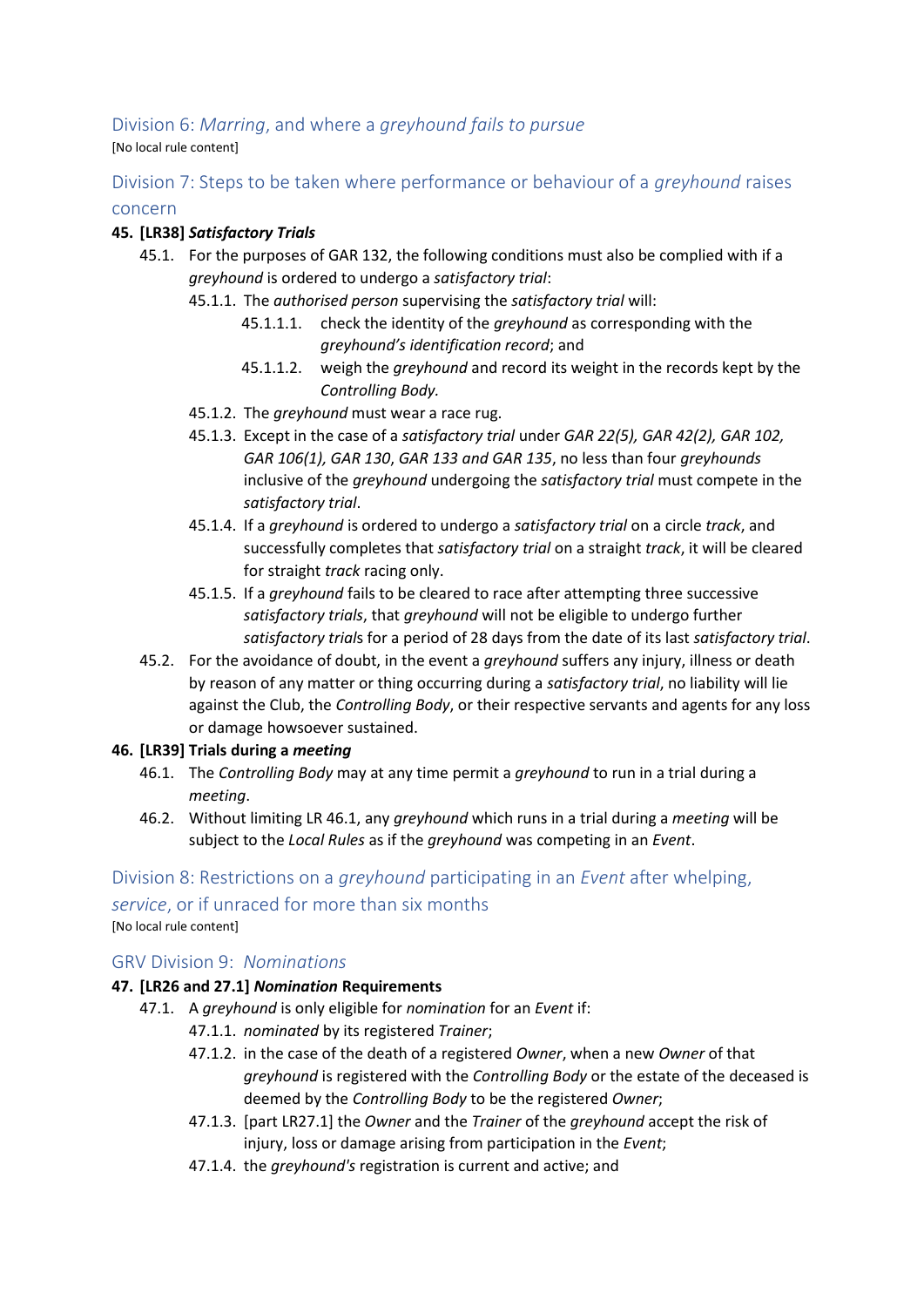## Division 6: *Marring*, and where a *greyhound fails to pursue*

[No local rule content]

## Division 7: Steps to be taken where performance or behaviour of a *greyhound* raises concern

**45. [LR38] *Satisfactory Trials***

45.1. For the purposes of GAR 132, the following conditions must also be complied with if a *greyhound* is ordered to undergo a *satisfactory trial*:

45.1.1. The *authorised person* supervising the *satisfactory trial* will:

45.1.1.1. check the identity of the *greyhound* as corresponding with the *greyhound's identification record*; and

45.1.1.2. weigh the *greyhound* and record its weight in the records kept by the *Controlling Body*.

45.1.2. The *greyhound* must wear a race rug.

45.1.3. Except in the case of a *satisfactory trial* under *GAR 22(5), GAR 42(2), GAR 102, GAR 106(1), GAR 130*, *GAR 133 and GAR 135*, no less than four *greyhounds* inclusive of the *greyhound* undergoing the *satisfactory trial* must compete in the *satisfactory trial*.

45.1.4. If a *greyhound* is ordered to undergo a *satisfactory trial* on a circle *track*, and successfully completes that *satisfactory trial* on a straight *track*, it will be cleared for straight *track* racing only.

45.1.5. If a *greyhound* fails to be cleared to race after attempting three successive *satisfactory trials*, that *greyhound* will not be eligible to undergo further *satisfactory trial*s for a period of 28 days from the date of its last *satisfactory trial*.

45.2. For the avoidance of doubt, in the event a *greyhound* suffers any injury, illness or death by reason of any matter or thing occurring during a *satisfactory trial*, no liability will lie against the Club, the *Controlling Body*, or their respective servants and agents for any loss or damage howsoever sustained.

**46. [LR39] Trials during a *meeting***

46.1. The *Controlling Body* may at any time permit a *greyhound* to run in a trial during a *meeting*.

46.2. Without limiting LR 46.1, any *greyhound* which runs in a trial during a *meeting* will be subject to the *Local Rules* as if the *greyhound* was competing in an *Event*.

## Division 8: Restrictions on a *greyhound* participating in an *Event* after whelping, *service*, or if unraced for more than six months

[No local rule content]

## GRV Division 9: *Nominations*

**47. [LR26 and 27.1] *Nomination* Requirements**

47.1. A *greyhound* is only eligible for *nomination* for an *Event* if:

47.1.1. *nominated* by its registered *Trainer*;

47.1.2. in the case of the death of a registered *Owner*, when a new *Owner* of that *greyhound* is registered with the *Controlling Body* or the estate of the deceased is deemed by the *Controlling Body* to be the registered *Owner*;

47.1.3. [part LR27.1] the *Owner* and the *Trainer* of the *greyhound* accept the risk of injury, loss or damage arising from participation in the *Event*;

47.1.4. the *greyhound's* registration is current and active; and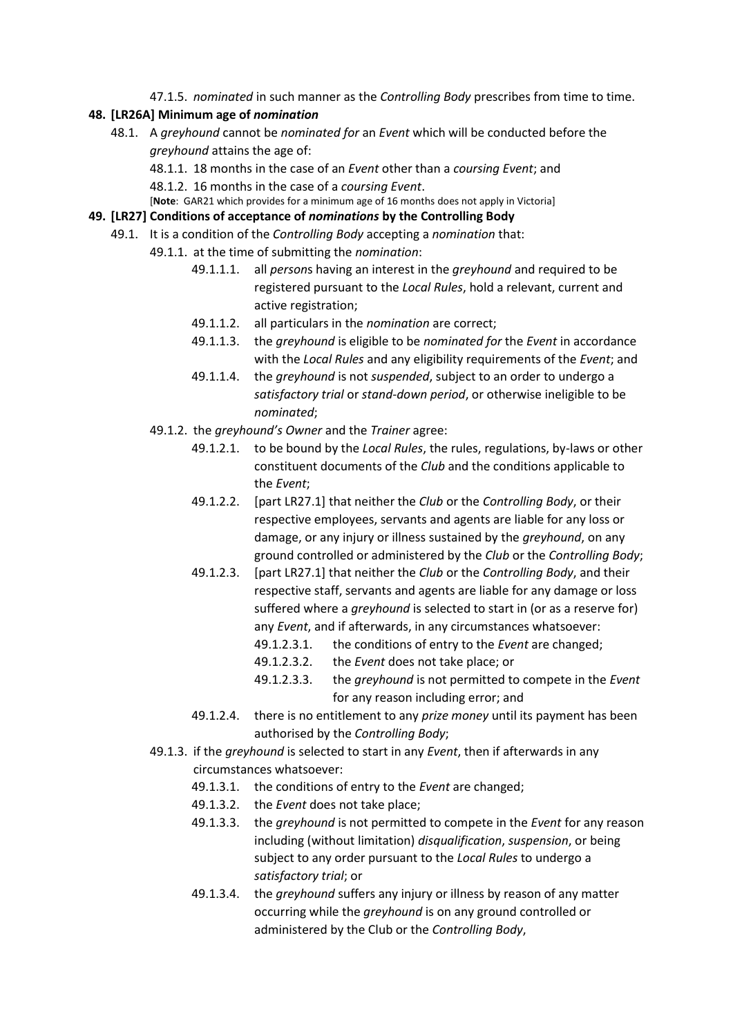47.1.5. *nominated* in such manner as the *Controlling Body* prescribes from time to time.

**48. [LR26A] Minimum age of *nomination***

48.1. A *greyhound* cannot be *nominated for* an *Event* which will be conducted before the *greyhound* attains the age of:

48.1.1. 18 months in the case of an *Event* other than a *coursing Event*; and

48.1.2. 16 months in the case of a *coursing Event*.

[**Note**: GAR21 which provides for a minimum age of 16 months does not apply in Victoria]

**49. [LR27] Conditions of acceptance of *nominations* by the Controlling Body**

49.1. It is a condition of the *Controlling Body* accepting a *nomination* that:

49.1.1. at the time of submitting the *nomination*:

49.1.1.1. all *person*s having an interest in the *greyhound* and required to be registered pursuant to the *Local Rules*, hold a relevant, current and active registration;

49.1.1.2. all particulars in the *nomination* are correct;

49.1.1.3. the *greyhound* is eligible to be *nominated for* the *Event* in accordance with the *Local Rules* and any eligibility requirements of the *Event*; and

49.1.1.4. the *greyhound* is not *suspended*, subject to an order to undergo a *satisfactory trial* or *stand-down period*, or otherwise ineligible to be *nominated*;

49.1.2. the *greyhound's Owner* and the *Trainer* agree:

49.1.2.1. to be bound by the *Local Rules*, the rules, regulations, by-laws or other constituent documents of the *Club* and the conditions applicable to the *Event*;

49.1.2.2. [part LR27.1] that neither the *Club* or the *Controlling Body*, or their respective employees, servants and agents are liable for any loss or damage, or any injury or illness sustained by the *greyhound*, on any ground controlled or administered by the *Club* or the *Controlling Body*;

49.1.2.3. [part LR27.1] that neither the *Club* or the *Controlling Body*, and their respective staff, servants and agents are liable for any damage or loss suffered where a *greyhound* is selected to start in (or as a reserve for) any *Event*, and if afterwards, in any circumstances whatsoever:

49.1.2.3.1. the conditions of entry to the *Event* are changed;

49.1.2.3.2. the *Event* does not take place; or

49.1.2.3.3. the *greyhound* is not permitted to compete in the *Event* for any reason including error; and

49.1.2.4. there is no entitlement to any *prize money* until its payment has been authorised by the *Controlling Body*;

49.1.3. if the *greyhound* is selected to start in any *Event*, then if afterwards in any circumstances whatsoever:

49.1.3.1. the conditions of entry to the *Event* are changed;

49.1.3.2. the *Event* does not take place;

49.1.3.3. the *greyhound* is not permitted to compete in the *Event* for any reason including (without limitation) *disqualification*, *suspension*, or being subject to any order pursuant to the *Local Rules* to undergo a *satisfactory trial*; or

49.1.3.4. the *greyhound* suffers any injury or illness by reason of any matter occurring while the *greyhound* is on any ground controlled or administered by the Club or the *Controlling Body*,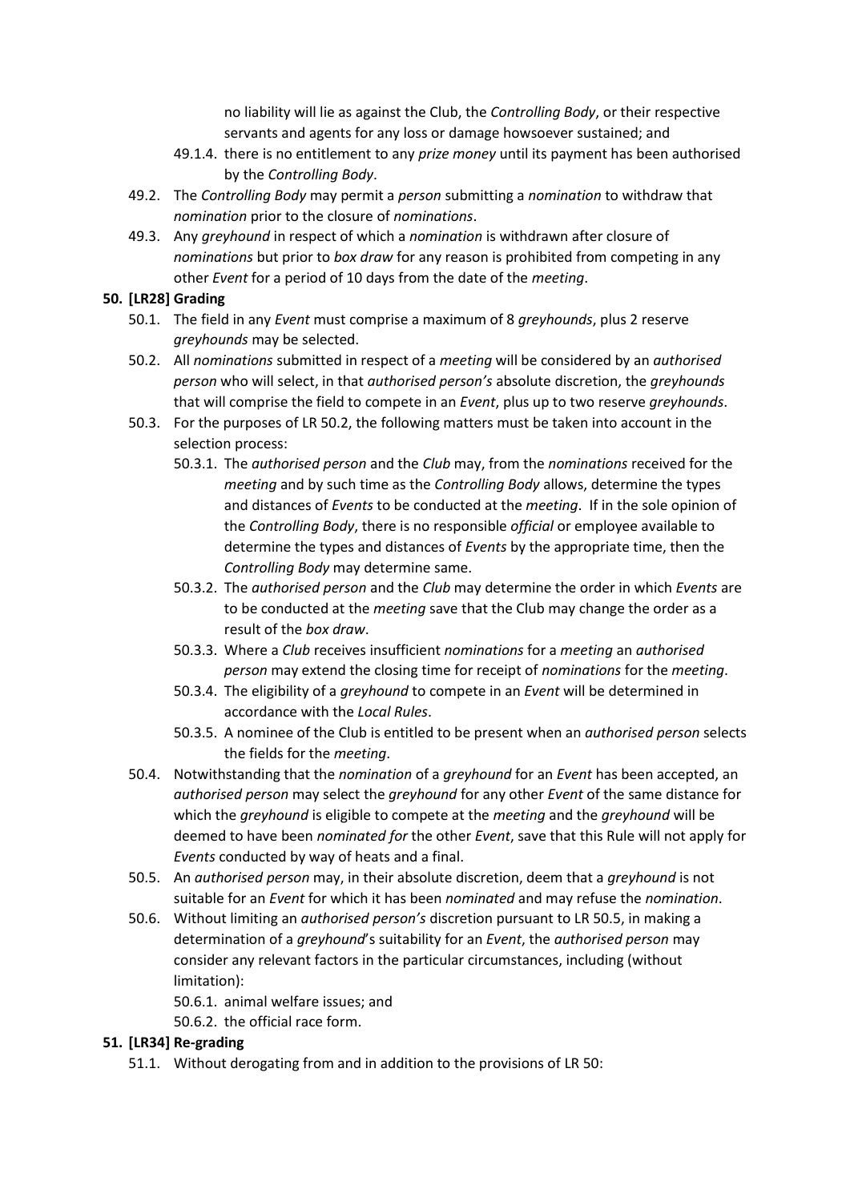no liability will lie as against the Club, the *Controlling Body*, or their respective servants and agents for any loss or damage howsoever sustained; and

- 49.1.4. there is no entitlement to any *prize money* until its payment has been authorised by the *Controlling Body*.

49.2. The *Controlling Body* may permit a *person* submitting a *nomination* to withdraw that *nomination* prior to the closure of *nominations*.

49.3. Any *greyhound* in respect of which a *nomination* is withdrawn after closure of *nominations* but prior to *box draw* for any reason is prohibited from competing in any other *Event* for a period of 10 days from the date of the *meeting*.

**50. [LR28] Grading**

50.1. The field in any *Event* must comprise a maximum of 8 *greyhounds*, plus 2 reserve *greyhounds* may be selected.

50.2. All *nominations* submitted in respect of a *meeting* will be considered by an *authorised person* who will select, in that *authorised person's* absolute discretion, the *greyhounds* that will comprise the field to compete in an *Event*, plus up to two reserve *greyhounds*.

50.3. For the purposes of LR 50.2, the following matters must be taken into account in the selection process:

- 50.3.1. The *authorised person* and the *Club* may, from the *nominations* received for the *meeting* and by such time as the *Controlling Body* allows, determine the types and distances of *Events* to be conducted at the *meeting*. If in the sole opinion of the *Controlling Body*, there is no responsible *official* or employee available to determine the types and distances of *Events* by the appropriate time, then the *Controlling Body* may determine same.
- 50.3.2. The *authorised person* and the *Club* may determine the order in which *Events* are to be conducted at the *meeting* save that the Club may change the order as a result of the *box draw*.
- 50.3.3. Where a *Club* receives insufficient *nominations* for a *meeting* an *authorised person* may extend the closing time for receipt of *nominations* for the *meeting*.
- 50.3.4. The eligibility of a *greyhound* to compete in an *Event* will be determined in accordance with the *Local Rules*.
- 50.3.5. A nominee of the Club is entitled to be present when an *authorised person* selects the fields for the *meeting*.

50.4. Notwithstanding that the *nomination* of a *greyhound* for an *Event* has been accepted, an *authorised person* may select the *greyhound* for any other *Event* of the same distance for which the *greyhound* is eligible to compete at the *meeting* and the *greyhound* will be deemed to have been *nominated for* the other *Event*, save that this Rule will not apply for *Events* conducted by way of heats and a final.

50.5. An *authorised person* may, in their absolute discretion, deem that a *greyhound* is not suitable for an *Event* for which it has been *nominated* and may refuse the *nomination*.

50.6. Without limiting an *authorised person's* discretion pursuant to LR 50.5, in making a determination of a *greyhound*'s suitability for an *Event*, the *authorised person* may consider any relevant factors in the particular circumstances, including (without limitation):

- 50.6.1. animal welfare issues; and
- 50.6.2. the official race form.

**51. [LR34] Re-grading**

51.1. Without derogating from and in addition to the provisions of LR 50: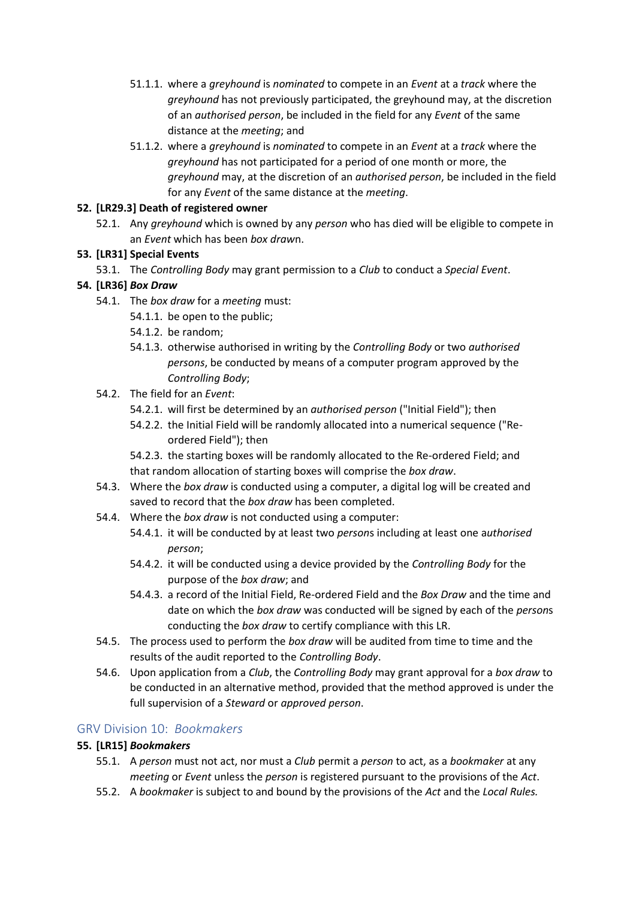51.1.1. where a *greyhound* is *nominated* to compete in an *Event* at a *track* where the *greyhound* has not previously participated, the greyhound may, at the discretion of an *authorised person*, be included in the field for any *Event* of the same distance at the *meeting*; and

51.1.2. where a *greyhound* is *nominated* to compete in an *Event* at a *track* where the *greyhound* has not participated for a period of one month or more, the *greyhound* may, at the discretion of an *authorised person*, be included in the field for any *Event* of the same distance at the *meeting*.

**52. [LR29.3] Death of registered owner**

52.1. Any *greyhound* which is owned by any *person* who has died will be eligible to compete in an *Event* which has been *box drawn*.

**53. [LR31] Special Events**

53.1. The *Controlling Body* may grant permission to a *Club* to conduct a *Special Event*.

**54. [LR36] *Box Draw***

54.1. The *box draw* for a *meeting* must:

54.1.1. be open to the public;

54.1.2. be random;

54.1.3. otherwise authorised in writing by the *Controlling Body* or two *authorised persons*, be conducted by means of a computer program approved by the *Controlling Body*;

54.2. The field for an *Event*:

54.2.1. will first be determined by an *authorised person* ("Initial Field"); then

54.2.2. the Initial Field will be randomly allocated into a numerical sequence ("Re-ordered Field"); then

54.2.3. the starting boxes will be randomly allocated to the Re-ordered Field; and

that random allocation of starting boxes will comprise the *box draw*.

54.3. Where the *box draw* is conducted using a computer, a digital log will be created and saved to record that the *box draw* has been completed.

54.4. Where the *box draw* is not conducted using a computer:

54.4.1. it will be conducted by at least two *person*s including at least one a*uthorised person*;

54.4.2. it will be conducted using a device provided by the *Controlling Body* for the purpose of the *box draw*; and

54.4.3. a record of the Initial Field, Re-ordered Field and the *Box Draw* and the time and date on which the *box draw* was conducted will be signed by each of the *person*s conducting the *box draw* to certify compliance with this LR.

54.5. The process used to perform the *box draw* will be audited from time to time and the results of the audit reported to the *Controlling Body*.

54.6. Upon application from a *Club*, the *Controlling Body* may grant approval for a *box draw* to be conducted in an alternative method, provided that the method approved is under the full supervision of a *Steward* or *approved person*.

## GRV Division 10: *Bookmakers*

**55. [LR15] *Bookmakers***

55.1. A *person* must not act, nor must a *Club* permit a *person* to act, as a *bookmaker* at any *meeting* or *Event* unless the *person* is registered pursuant to the provisions of the *Act*.

55.2. A *bookmaker* is subject to and bound by the provisions of the *Act* and the *Local Rules.*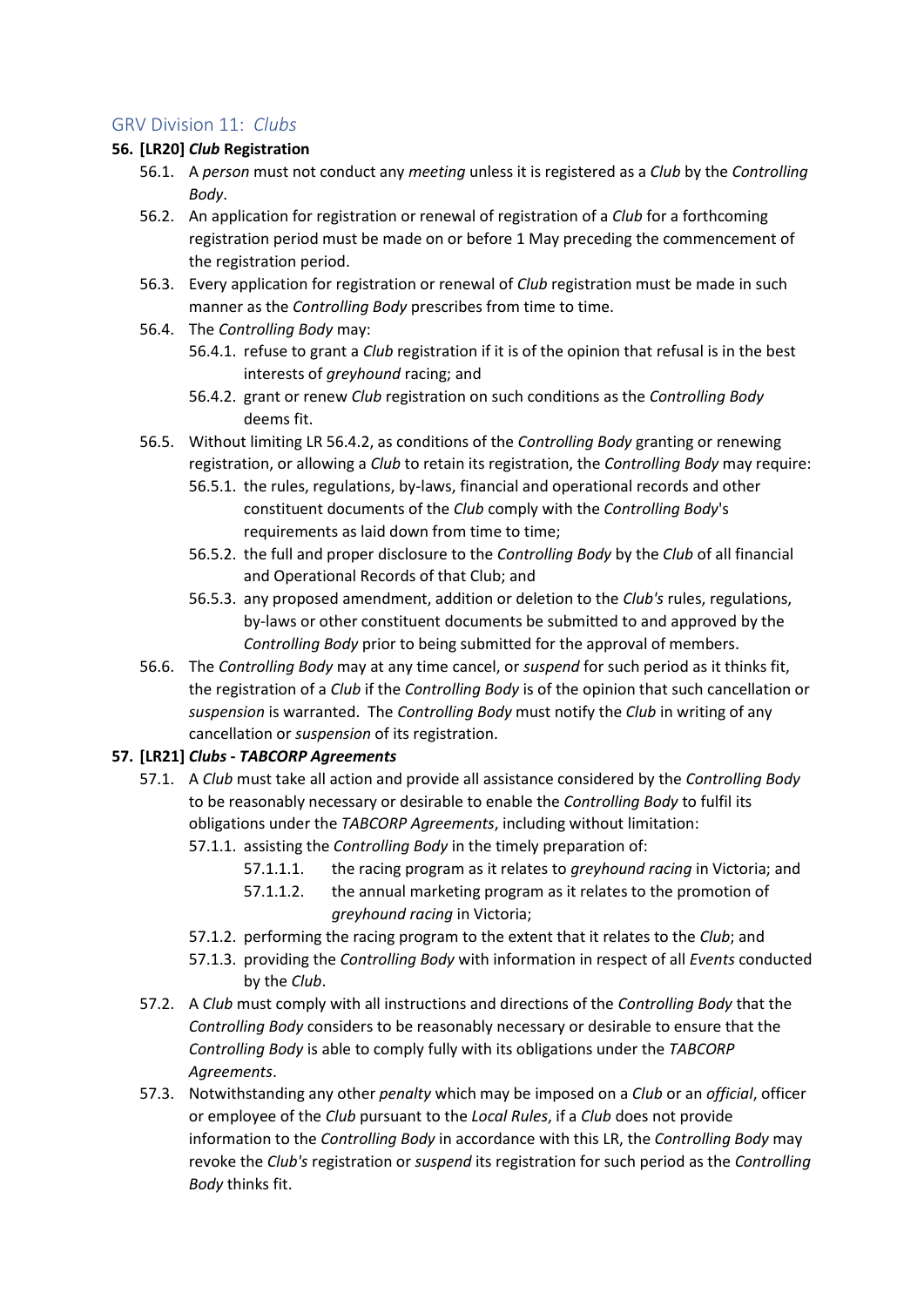## GRV Division 11: *Clubs*

### 56. [LR20] *Club* Registration

56.1. A *person* must not conduct any *meeting* unless it is registered as a *Club* by the *Controlling Body*.

56.2. An application for registration or renewal of registration of a *Club* for a forthcoming registration period must be made on or before 1 May preceding the commencement of the registration period.

56.3. Every application for registration or renewal of *Club* registration must be made in such manner as the *Controlling Body* prescribes from time to time.

56.4. The *Controlling Body* may:

- 56.4.1. refuse to grant a *Club* registration if it is of the opinion that refusal is in the best interests of *greyhound* racing; and
- 56.4.2. grant or renew *Club* registration on such conditions as the *Controlling Body* deems fit.

56.5. Without limiting LR 56.4.2, as conditions of the *Controlling Body* granting or renewing registration, or allowing a *Club* to retain its registration, the *Controlling Body* may require:

- 56.5.1. the rules, regulations, by-laws, financial and operational records and other constituent documents of the *Club* comply with the *Controlling Body*'s requirements as laid down from time to time;
- 56.5.2. the full and proper disclosure to the *Controlling Body* by the *Club* of all financial and Operational Records of that Club; and
- 56.5.3. any proposed amendment, addition or deletion to the *Club's* rules, regulations, by-laws or other constituent documents be submitted to and approved by the *Controlling Body* prior to being submitted for the approval of members.

56.6. The *Controlling Body* may at any time cancel, or *suspend* for such period as it thinks fit, the registration of a *Club* if the *Controlling Body* is of the opinion that such cancellation or *suspension* is warranted. The *Controlling Body* must notify the *Club* in writing of any cancellation or *suspension* of its registration.

### 57. [LR21] *Clubs - TABCORP Agreements*

57.1. A *Club* must take all action and provide all assistance considered by the *Controlling Body* to be reasonably necessary or desirable to enable the *Controlling Body* to fulfil its obligations under the *TABCORP Agreements*, including without limitation:

- 57.1.1. assisting the *Controlling Body* in the timely preparation of:
  - 57.1.1.1. the racing program as it relates to *greyhound racing* in Victoria; and
  - 57.1.1.2. the annual marketing program as it relates to the promotion of *greyhound racing* in Victoria;
- 57.1.2. performing the racing program to the extent that it relates to the *Club*; and
- 57.1.3. providing the *Controlling Body* with information in respect of all *Events* conducted by the *Club*.

57.2. A *Club* must comply with all instructions and directions of the *Controlling Body* that the *Controlling Body* considers to be reasonably necessary or desirable to ensure that the *Controlling Body* is able to comply fully with its obligations under the *TABCORP Agreements*.

57.3. Notwithstanding any other *penalty* which may be imposed on a *Club* or an *official*, officer or employee of the *Club* pursuant to the *Local Rules*, if a *Club* does not provide information to the *Controlling Body* in accordance with this LR, the *Controlling Body* may revoke the *Club's* registration or *suspend* its registration for such period as the *Controlling Body* thinks fit.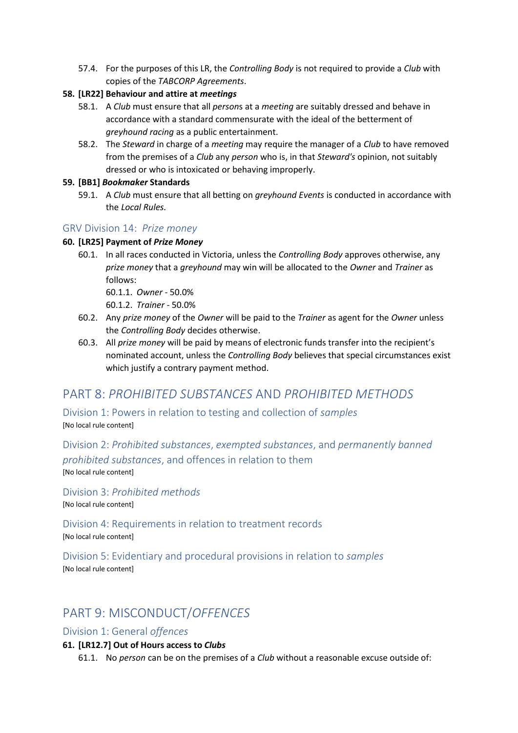57.4. For the purposes of this LR, the *Controlling Body* is not required to provide a *Club* with copies of the *TABCORP Agreements*.

**58. [LR22] Behaviour and attire at *meetings***

58.1. A *Club* must ensure that all *person*s at a *meeting* are suitably dressed and behave in accordance with a standard commensurate with the ideal of the betterment of *greyhound racing* as a public entertainment.

58.2. The *Steward* in charge of a *meeting* may require the manager of a *Club* to have removed from the premises of a *Club* any *person* who is, in that *Steward's* opinion, not suitably dressed or who is intoxicated or behaving improperly.

**59. [BB1] *Bookmaker* Standards**

59.1. A *Club* must ensure that all betting on *greyhound Events* is conducted in accordance with the *Local Rules.*

### GRV Division 14: *Prize money*

**60. [LR25] Payment of *Prize Money***

60.1. In all races conducted in Victoria, unless the *Controlling Body* approves otherwise, any *prize money* that a *greyhound* may win will be allocated to the *Owner* and *Trainer* as follows:

60.1.1. *Owner* - 50.0%

60.1.2. *Trainer* - 50.0%

60.2. Any *prize money* of the *Owner* will be paid to the *Trainer* as agent for the *Owner* unless the *Controlling Body* decides otherwise.

60.3. All *prize money* will be paid by means of electronic funds transfer into the recipient's nominated account, unless the *Controlling Body* believes that special circumstances exist which justify a contrary payment method.

## PART 8: *PROHIBITED SUBSTANCES* AND *PROHIBITED METHODS*

### Division 1: Powers in relation to testing and collection of *samples*

[No local rule content]

### Division 2: *Prohibited substances*, *exempted substances*, and *permanently banned prohibited substances*, and offences in relation to them

[No local rule content]

### Division 3: *Prohibited methods*

[No local rule content]

### Division 4: Requirements in relation to treatment records

[No local rule content]

### Division 5: Evidentiary and procedural provisions in relation to *samples*

[No local rule content]

## PART 9: MISCONDUCT/*OFFENCES*

### Division 1: General *offences*

**61. [LR12.7] Out of Hours access to *Clubs***

61.1. No *person* can be on the premises of a *Club* without a reasonable excuse outside of: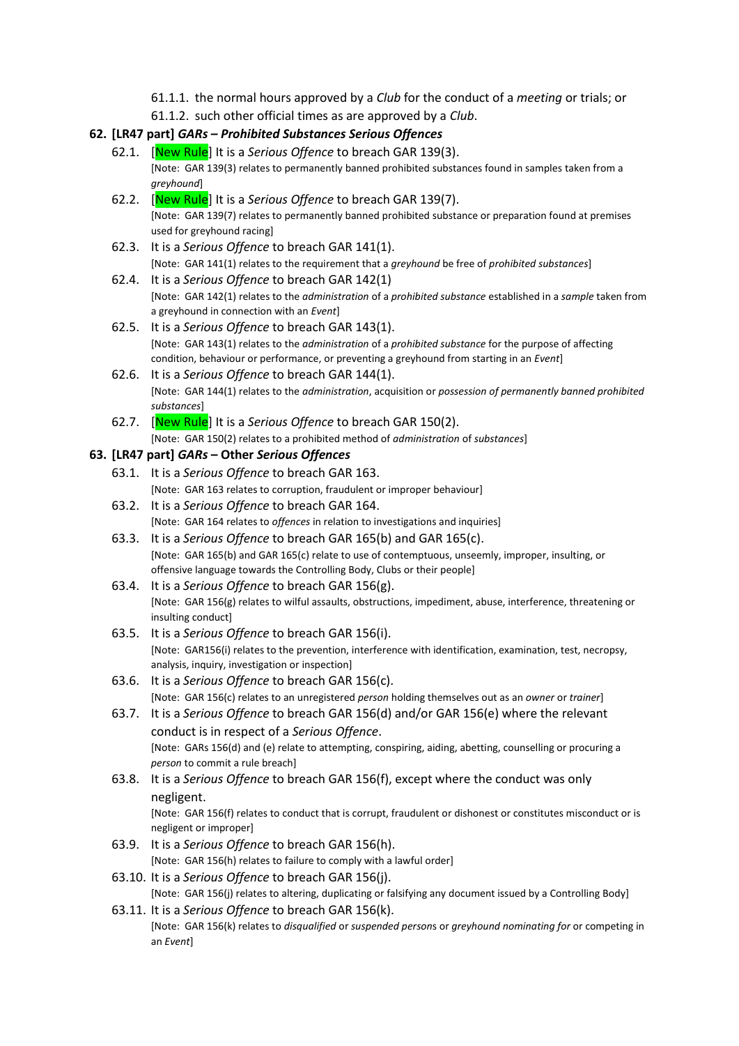61.1.1. the normal hours approved by a *Club* for the conduct of a *meeting* or trials; or

61.1.2. such other official times as are approved by a *Club*.

## 62. [LR47 part] *GARs – Prohibited Substances Serious Offences*

62.1. [New Rule] It is a *Serious Offence* to breach GAR 139(3).
[Note: GAR 139(3) relates to permanently banned prohibited substances found in samples taken from a *greyhound*]

62.2. [New Rule] It is a *Serious Offence* to breach GAR 139(7).
[Note: GAR 139(7) relates to permanently banned prohibited substance or preparation found at premises used for greyhound racing]

62.3. It is a *Serious Offence* to breach GAR 141(1).
[Note: GAR 141(1) relates to the requirement that a *greyhound* be free of *prohibited substances*]

62.4. It is a *Serious Offence* to breach GAR 142(1)
[Note: GAR 142(1) relates to the *administration* of a *prohibited substance* established in a *sample* taken from a greyhound in connection with an *Event*]

62.5. It is a *Serious Offence* to breach GAR 143(1).
[Note: GAR 143(1) relates to the *administration* of a *prohibited substance* for the purpose of affecting condition, behaviour or performance, or preventing a greyhound from starting in an *Event*]

62.6. It is a *Serious Offence* to breach GAR 144(1).
[Note: GAR 144(1) relates to the *administration*, acquisition or *possession of permanently banned prohibited substances*]

62.7. [New Rule] It is a *Serious Offence* to breach GAR 150(2).
[Note: GAR 150(2) relates to a prohibited method of *administration* of *substances*]

## 63. [LR47 part] *GARs* – Other *Serious Offences*

63.1. It is a *Serious Offence* to breach GAR 163.
[Note: GAR 163 relates to corruption, fraudulent or improper behaviour]

63.2. It is a *Serious Offence* to breach GAR 164.
[Note: GAR 164 relates to *offences* in relation to investigations and inquiries]

63.3. It is a *Serious Offence* to breach GAR 165(b) and GAR 165(c).
[Note: GAR 165(b) and GAR 165(c) relate to use of contemptuous, unseemly, improper, insulting, or offensive language towards the Controlling Body, Clubs or their people]

63.4. It is a *Serious Offence* to breach GAR 156(g).
[Note: GAR 156(g) relates to wilful assaults, obstructions, impediment, abuse, interference, threatening or insulting conduct]

63.5. It is a *Serious Offence* to breach GAR 156(i).
[Note: GAR156(i) relates to the prevention, interference with identification, examination, test, necropsy, analysis, inquiry, investigation or inspection]

63.6. It is a *Serious Offence* to breach GAR 156(c).
[Note: GAR 156(c) relates to an unregistered *person* holding themselves out as an *owner* or *trainer*]

63.7. It is a *Serious Offence* to breach GAR 156(d) and/or GAR 156(e) where the relevant conduct is in respect of a *Serious Offence*.
[Note: GARs 156(d) and (e) relate to attempting, conspiring, aiding, abetting, counselling or procuring a *person* to commit a rule breach]

63.8. It is a *Serious Offence* to breach GAR 156(f), except where the conduct was only negligent.
[Note: GAR 156(f) relates to conduct that is corrupt, fraudulent or dishonest or constitutes misconduct or is negligent or improper]

63.9. It is a *Serious Offence* to breach GAR 156(h).
[Note: GAR 156(h) relates to failure to comply with a lawful order]

63.10. It is a *Serious Offence* to breach GAR 156(j).
[Note: GAR 156(j) relates to altering, duplicating or falsifying any document issued by a Controlling Body]

63.11. It is a *Serious Offence* to breach GAR 156(k).
[Note: GAR 156(k) relates to *disqualified* or *suspended person*s or *greyhound nominating for* or competing in an *Event*]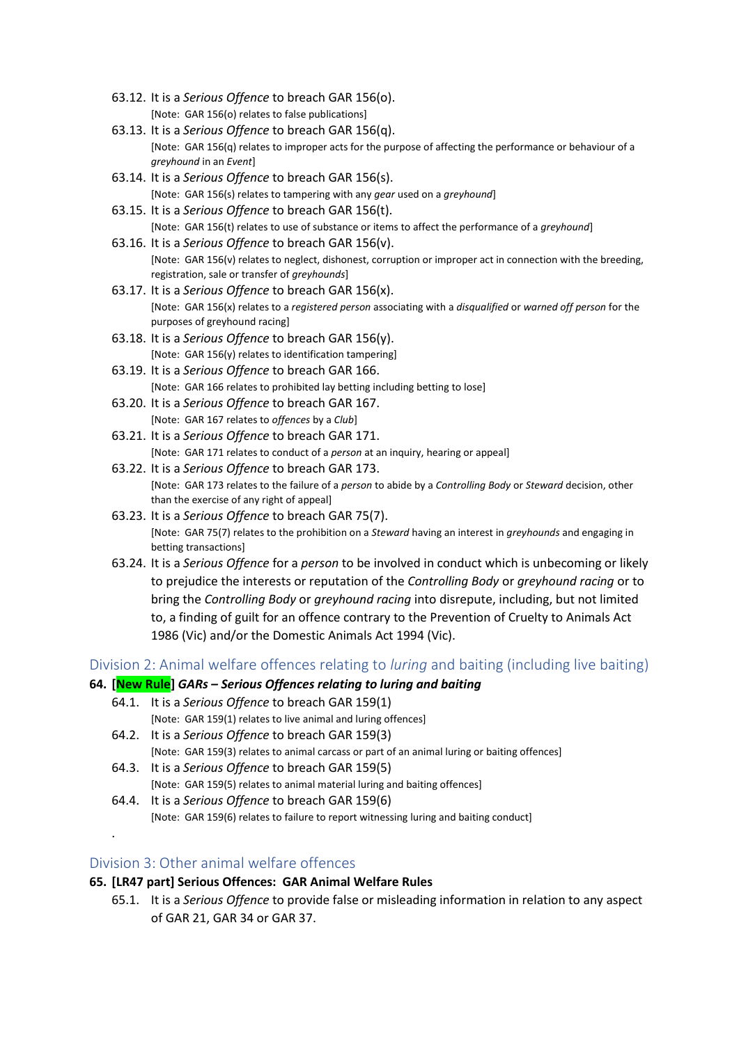63.12. It is a *Serious Offence* to breach GAR 156(o).
[Note: GAR 156(o) relates to false publications]

63.13. It is a *Serious Offence* to breach GAR 156(q).
[Note: GAR 156(q) relates to improper acts for the purpose of affecting the performance or behaviour of a *greyhound* in an *Event*]

63.14. It is a *Serious Offence* to breach GAR 156(s).
[Note: GAR 156(s) relates to tampering with any *gear* used on a *greyhound*]

63.15. It is a *Serious Offence* to breach GAR 156(t).
[Note: GAR 156(t) relates to use of substance or items to affect the performance of a *greyhound*]

63.16. It is a *Serious Offence* to breach GAR 156(v).
[Note: GAR 156(v) relates to neglect, dishonest, corruption or improper act in connection with the breeding, registration, sale or transfer of *greyhounds*]

63.17. It is a *Serious Offence* to breach GAR 156(x).
[Note: GAR 156(x) relates to a *registered person* associating with a *disqualified* or *warned off person* for the purposes of greyhound racing]

63.18. It is a *Serious Offence* to breach GAR 156(y).
[Note: GAR 156(y) relates to identification tampering]

63.19. It is a *Serious Offence* to breach GAR 166.
[Note: GAR 166 relates to prohibited lay betting including betting to lose]

63.20. It is a *Serious Offence* to breach GAR 167.
[Note: GAR 167 relates to *offences* by a *Club*]

63.21. It is a *Serious Offence* to breach GAR 171.
[Note: GAR 171 relates to conduct of a *person* at an inquiry, hearing or appeal]

63.22. It is a *Serious Offence* to breach GAR 173.
[Note: GAR 173 relates to the failure of a *person* to abide by a *Controlling Body* or *Steward* decision, other than the exercise of any right of appeal]

63.23. It is a *Serious Offence* to breach GAR 75(7).
[Note: GAR 75(7) relates to the prohibition on a *Steward* having an interest in *greyhounds* and engaging in betting transactions]

63.24. It is a *Serious Offence* for a *person* to be involved in conduct which is unbecoming or likely to prejudice the interests or reputation of the *Controlling Body* or *greyhound racing* or to bring the *Controlling Body* or *greyhound racing* into disrepute, including, but not limited to, a finding of guilt for an offence contrary to the Prevention of Cruelty to Animals Act 1986 (Vic) and/or the Domestic Animals Act 1994 (Vic).

## Division 2: Animal welfare offences relating to *luring* and baiting (including live baiting)

**64. [New Rule] *GARs – Serious Offences relating to luring and baiting***

64.1. It is a *Serious Offence* to breach GAR 159(1)
[Note: GAR 159(1) relates to live animal and luring offences]

64.2. It is a *Serious Offence* to breach GAR 159(3)
[Note: GAR 159(3) relates to animal carcass or part of an animal luring or baiting offences]

64.3. It is a *Serious Offence* to breach GAR 159(5)
[Note: GAR 159(5) relates to animal material luring and baiting offences]

64.4. It is a *Serious Offence* to breach GAR 159(6)
[Note: GAR 159(6) relates to failure to report witnessing luring and baiting conduct]

.

## Division 3: Other animal welfare offences

**65. [LR47 part] Serious Offences: GAR Animal Welfare Rules**

65.1. It is a *Serious Offence* to provide false or misleading information in relation to any aspect of GAR 21, GAR 34 or GAR 37.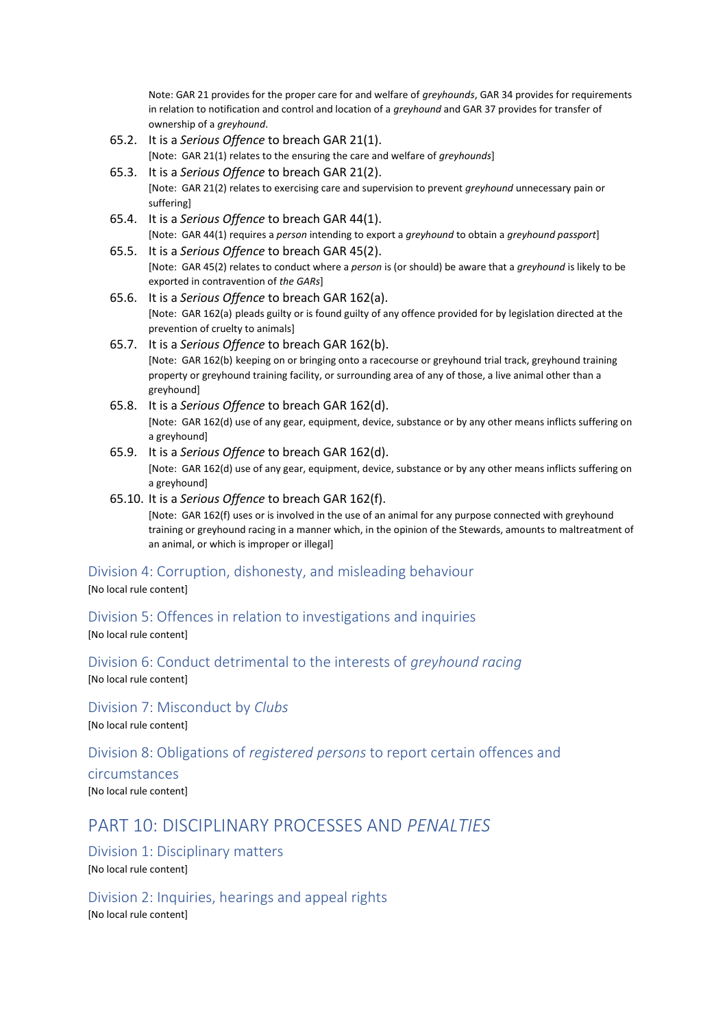Note: GAR 21 provides for the proper care for and welfare of *greyhounds*, GAR 34 provides for requirements in relation to notification and control and location of a *greyhound* and GAR 37 provides for transfer of ownership of a *greyhound*.

65.2. It is a *Serious Offence* to breach GAR 21(1).
[Note: GAR 21(1) relates to the ensuring the care and welfare of *greyhounds*]

65.3. It is a *Serious Offence* to breach GAR 21(2).
[Note: GAR 21(2) relates to exercising care and supervision to prevent *greyhound* unnecessary pain or suffering]

65.4. It is a *Serious Offence* to breach GAR 44(1).
[Note: GAR 44(1) requires a *person* intending to export a *greyhound* to obtain a *greyhound passport*]

65.5. It is a *Serious Offence* to breach GAR 45(2).
[Note: GAR 45(2) relates to conduct where a *person* is (or should) be aware that a *greyhound* is likely to be exported in contravention of *the GARs*]

65.6. It is a *Serious Offence* to breach GAR 162(a).
[Note: GAR 162(a) pleads guilty or is found guilty of any offence provided for by legislation directed at the prevention of cruelty to animals]

65.7. It is a *Serious Offence* to breach GAR 162(b).
[Note: GAR 162(b) keeping on or bringing onto a racecourse or greyhound trial track, greyhound training property or greyhound training facility, or surrounding area of any of those, a live animal other than a greyhound]

65.8. It is a *Serious Offence* to breach GAR 162(d).
[Note: GAR 162(d) use of any gear, equipment, device, substance or by any other means inflicts suffering on a greyhound]

65.9. It is a *Serious Offence* to breach GAR 162(d).
[Note: GAR 162(d) use of any gear, equipment, device, substance or by any other means inflicts suffering on a greyhound]

65.10. It is a *Serious Offence* to breach GAR 162(f).
[Note: GAR 162(f) uses or is involved in the use of an animal for any purpose connected with greyhound training or greyhound racing in a manner which, in the opinion of the Stewards, amounts to maltreatment of an animal, or which is improper or illegal]

## Division 4: Corruption, dishonesty, and misleading behaviour

[No local rule content]

## Division 5: Offences in relation to investigations and inquiries

[No local rule content]

## Division 6: Conduct detrimental to the interests of *greyhound racing*

[No local rule content]

## Division 7: Misconduct by *Clubs*

[No local rule content]

## Division 8: Obligations of *registered persons* to report certain offences and circumstances

[No local rule content]

# PART 10: DISCIPLINARY PROCESSES AND *PENALTIES*

## Division 1: Disciplinary matters

[No local rule content]

## Division 2: Inquiries, hearings and appeal rights

[No local rule content]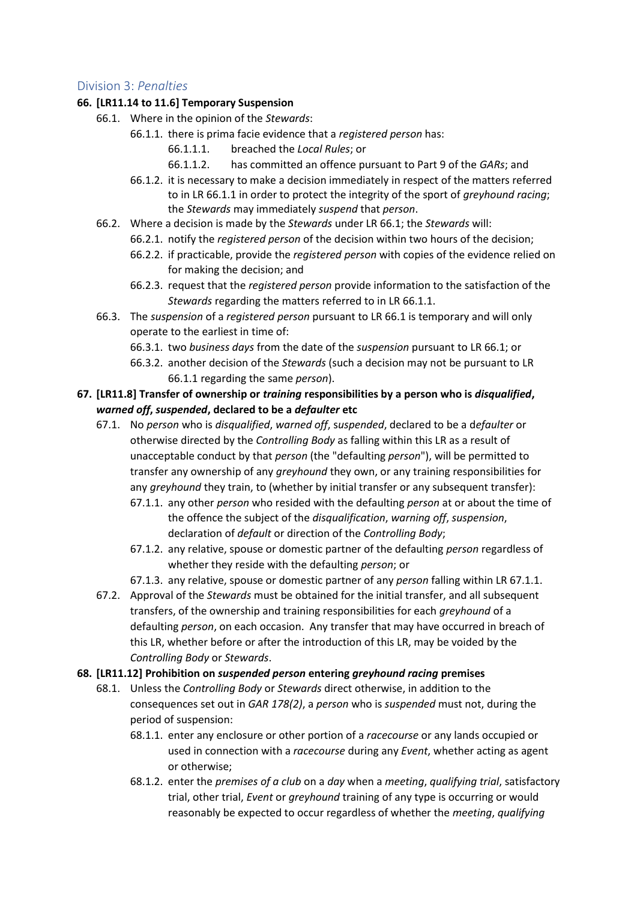## Division 3: *Penalties*

**66. [LR11.14 to 11.6] Temporary Suspension**

66.1. Where in the opinion of the *Stewards*:

66.1.1. there is prima facie evidence that a *registered person* has:

66.1.1.1. breached the *Local Rules*; or

66.1.1.2. has committed an offence pursuant to Part 9 of the *GARs*; and

66.1.2. it is necessary to make a decision immediately in respect of the matters referred to in LR 66.1.1 in order to protect the integrity of the sport of *greyhound racing*;

the *Stewards* may immediately *suspend* that *person*.

66.2. Where a decision is made by the *Stewards* under LR 66.1; the *Stewards* will:

66.2.1. notify the *registered person* of the decision within two hours of the decision;

66.2.2. if practicable, provide the *registered person* with copies of the evidence relied on for making the decision; and

66.2.3. request that the *registered person* provide information to the satisfaction of the *Stewards* regarding the matters referred to in LR 66.1.1.

66.3. The *suspension* of a *registered person* pursuant to LR 66.1 is temporary and will only operate to the earliest in time of:

66.3.1. two *business days* from the date of the *suspension* pursuant to LR 66.1; or

66.3.2. another decision of the *Stewards* (such a decision may not be pursuant to LR 66.1.1 regarding the same *person*).

**67. [LR11.8] Transfer of ownership or *training* responsibilities by a person who is *disqualified*, *warned off*, *suspended*, declared to be a *defaulter* etc**

67.1. No *person* who is *disqualified*, *warned off*, *suspended*, declared to be a d*efaulter* or otherwise directed by the *Controlling Body* as falling within this LR as a result of unacceptable conduct by that *person* (the "defaulting *person*"), will be permitted to transfer any ownership of any *greyhound* they own, or any training responsibilities for any *greyhound* they train, to (whether by initial transfer or any subsequent transfer):

67.1.1. any other *person* who resided with the defaulting *person* at or about the time of the offence the subject of the *disqualification*, *warning off*, *suspension*, declaration of *default* or direction of the *Controlling Body*;

67.1.2. any relative, spouse or domestic partner of the defaulting *person* regardless of whether they reside with the defaulting *person*; or

67.1.3. any relative, spouse or domestic partner of any *person* falling within LR 67.1.1.

67.2. Approval of the *Stewards* must be obtained for the initial transfer, and all subsequent transfers, of the ownership and training responsibilities for each *greyhound* of a defaulting *person*, on each occasion. Any transfer that may have occurred in breach of this LR, whether before or after the introduction of this LR, may be voided by the *Controlling Body* or *Stewards*.

**68. [LR11.12] Prohibition on *suspended person* entering *greyhound racing* premises**

68.1. Unless the *Controlling Body* or *Stewards* direct otherwise, in addition to the consequences set out in *GAR 178(2)*, a *person* who is *suspended* must not, during the period of suspension:

68.1.1. enter any enclosure or other portion of a *racecourse* or any lands occupied or used in connection with a *racecourse* during any *Event*, whether acting as agent or otherwise;

68.1.2. enter the *premises of a club* on a *day* when a *meeting*, *qualifying trial*, satisfactory trial, other trial, *Event* or *greyhound* training of any type is occurring or would reasonably be expected to occur regardless of whether the *meeting*, *qualifying*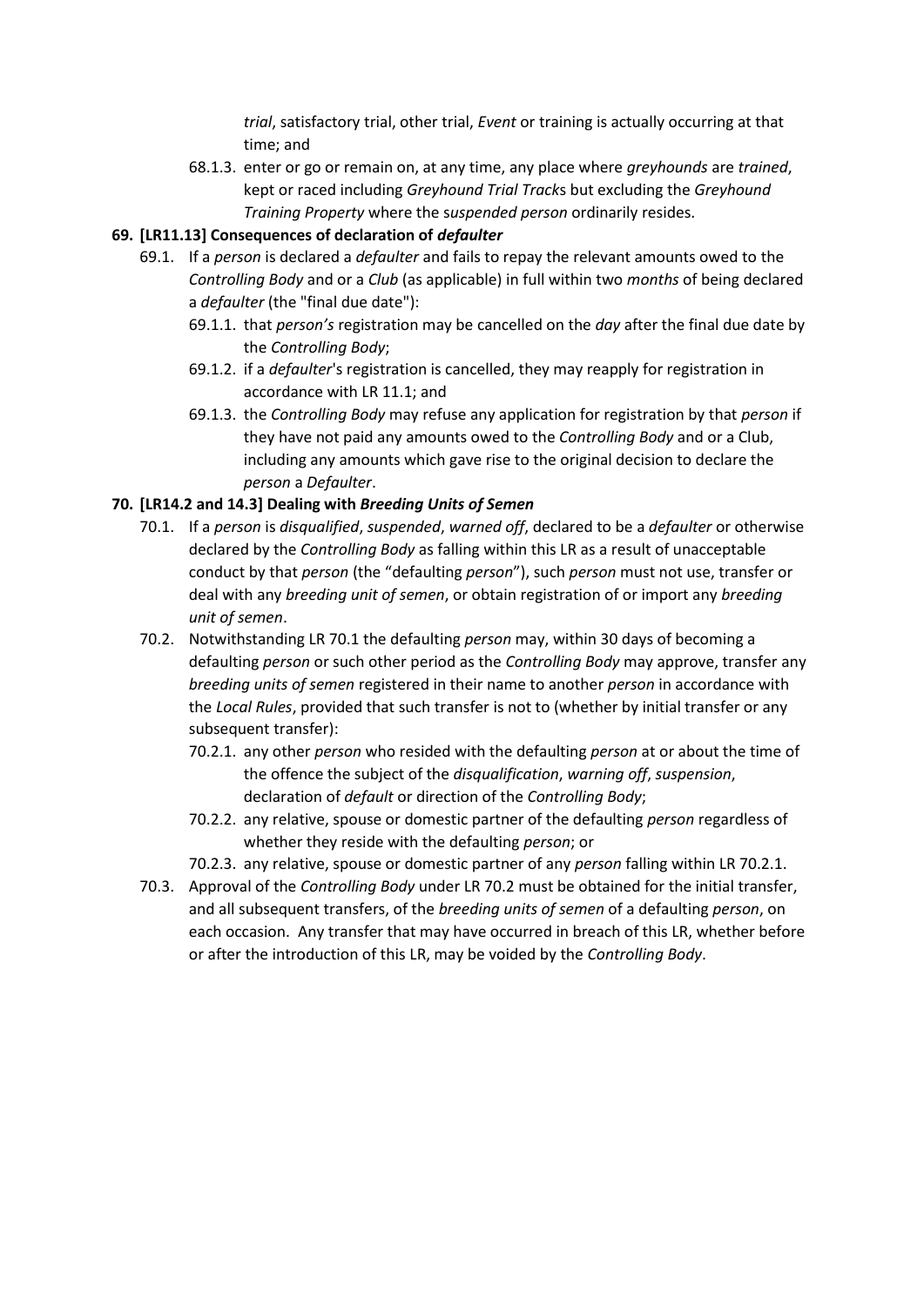*trial*, satisfactory trial, other trial, *Event* or training is actually occurring at that time; and

68.1.3. enter or go or remain on, at any time, any place where *greyhounds* are *trained*, kept or raced including *Greyhound Trial Track*s but excluding the *Greyhound Training Property* where the s*uspended person* ordinarily resides.

## 69. [LR11.13] Consequences of declaration of *defaulter*

69.1. If a *person* is declared a *defaulter* and fails to repay the relevant amounts owed to the *Controlling Body* and or a *Club* (as applicable) in full within two *months* of being declared a *defaulter* (the "final due date"):

69.1.1. that *person's* registration may be cancelled on the *day* after the final due date by the *Controlling Body*;

69.1.2. if a *defaulter*'s registration is cancelled, they may reapply for registration in accordance with LR 11.1; and

69.1.3. the *Controlling Body* may refuse any application for registration by that *person* if they have not paid any amounts owed to the *Controlling Body* and or a Club, including any amounts which gave rise to the original decision to declare the *person* a *Defaulter*.

## 70. [LR14.2 and 14.3] Dealing with *Breeding Units of Semen*

70.1. If a *person* is *disqualified*, *suspended*, *warned off*, declared to be a *defaulter* or otherwise declared by the *Controlling Body* as falling within this LR as a result of unacceptable conduct by that *person* (the "defaulting *person*"), such *person* must not use, transfer or deal with any *breeding unit of semen*, or obtain registration of or import any *breeding unit of semen*.

70.2. Notwithstanding LR 70.1 the defaulting *person* may, within 30 days of becoming a defaulting *person* or such other period as the *Controlling Body* may approve, transfer any *breeding units of semen* registered in their name to another *person* in accordance with the *Local Rules*, provided that such transfer is not to (whether by initial transfer or any subsequent transfer):

70.2.1. any other *person* who resided with the defaulting *person* at or about the time of the offence the subject of the *disqualification*, *warning off*, *suspension*, declaration of *default* or direction of the *Controlling Body*;

70.2.2. any relative, spouse or domestic partner of the defaulting *person* regardless of whether they reside with the defaulting *person*; or

70.2.3. any relative, spouse or domestic partner of any *person* falling within LR 70.2.1.

70.3. Approval of the *Controlling Body* under LR 70.2 must be obtained for the initial transfer, and all subsequent transfers, of the *breeding units of semen* of a defaulting *person*, on each occasion. Any transfer that may have occurred in breach of this LR, whether before or after the introduction of this LR, may be voided by the *Controlling Body*.